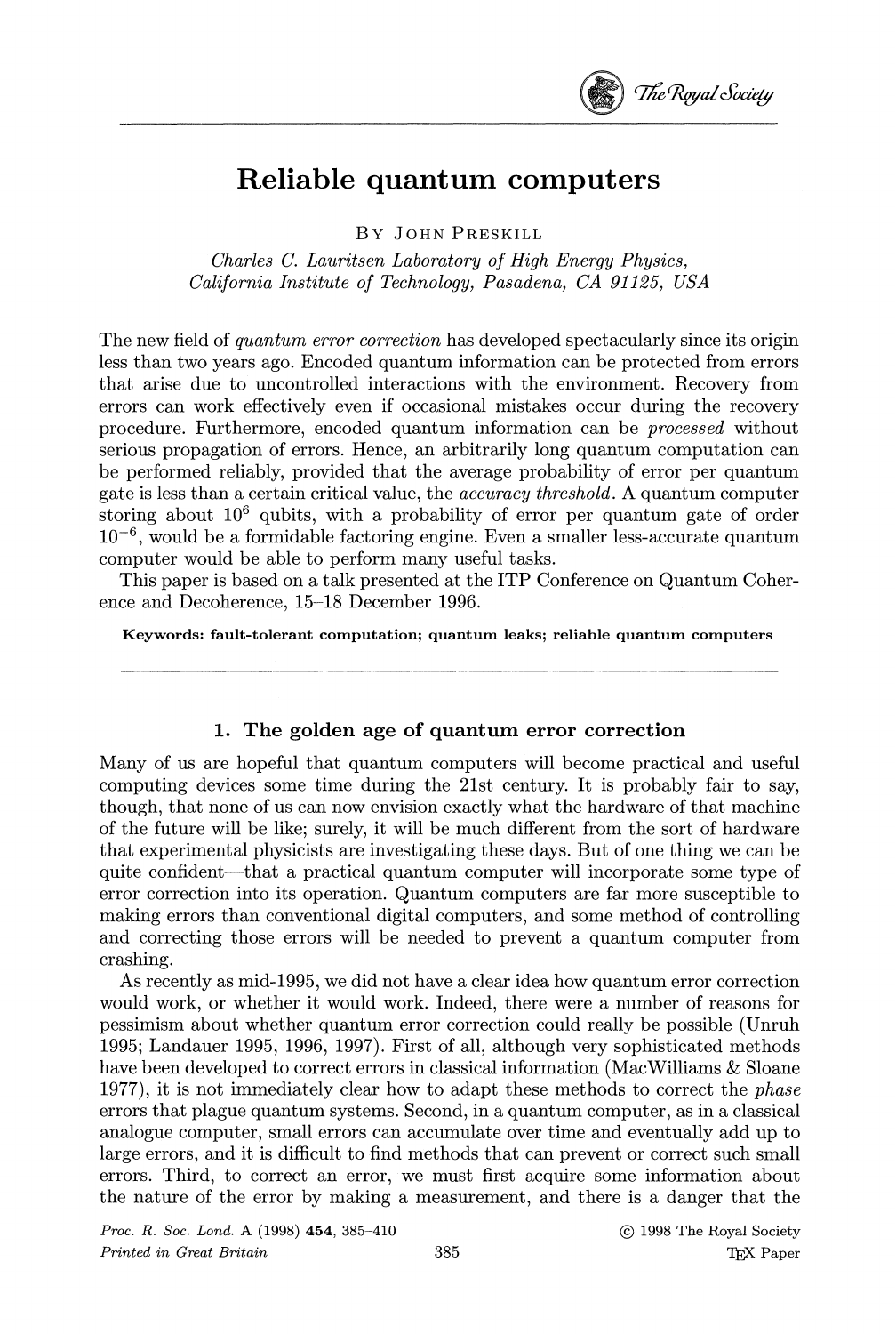# Reliable quantum computers

By John Preskill

*Charles C. Lauritsen Laboratory of High Energy Physics, California Institute of Technology, Pasadena, CA 91125, USA*

The new field of *quantum error correction* has developed spectacularly since its origin less than two years ago. Encoded quantum information can be protected from errors that arise due to uncontrolled interactions with the environment. Recovery from errors can work effectively even if occasional mistakes occur during the recovery procedure. Furthermore, encoded quantum information can be *processed* without serious propagation of errors. Hence, an arbitrarily long quantum computation can be performed reliably, provided that the average probability of error per quantum gate is less than a certain critical value, the *accuracy threshold*. A quantum computer storing about $10^6$ qubits, with a probability of error per quantum gate of order $10^{-6}$, would be a formidable factoring engine. Even a smaller less-accurate quantum computer would be able to perform many useful tasks.

This paper is based on a talk presented at the ITP Conference on Quantum Coherence and Decoherence, 15–18 December 1996.

**Keywords: fault-tolerant computation; quantum leaks; reliable quantum computers**

## 1. The golden age of quantum error correction

Many of us are hopeful that quantum computers will become practical and useful computing devices some time during the 21st century. It is probably fair to say, though, that none of us can now envision exactly what the hardware of that machine of the future will be like; surely, it will be much different from the sort of hardware that experimental physicists are investigating these days. But of one thing we can be quite confident—that a practical quantum computer will incorporate some type of error correction into its operation. Quantum computers are far more susceptible to making errors than conventional digital computers, and some method of controlling and correcting those errors will be needed to prevent a quantum computer from crashing.

As recently as mid-1995, we did not have a clear idea how quantum error correction would work, or whether it would work. Indeed, there were a number of reasons for pessimism about whether quantum error correction could really be possible (Unruh 1995; Landauer 1995, 1996, 1997). First of all, although very sophisticated methods have been developed to correct errors in classical information (MacWilliams & Sloane 1977), it is not immediately clear how to adapt these methods to correct the *phase* errors that plague quantum systems. Second, in a quantum computer, as in a classical analogue computer, small errors can accumulate over time and eventually add up to large errors, and it is difficult to find methods that can prevent or correct such small errors. Third, to correct an error, we must first acquire some information about the nature of the error by making a measurement, and there is a danger that the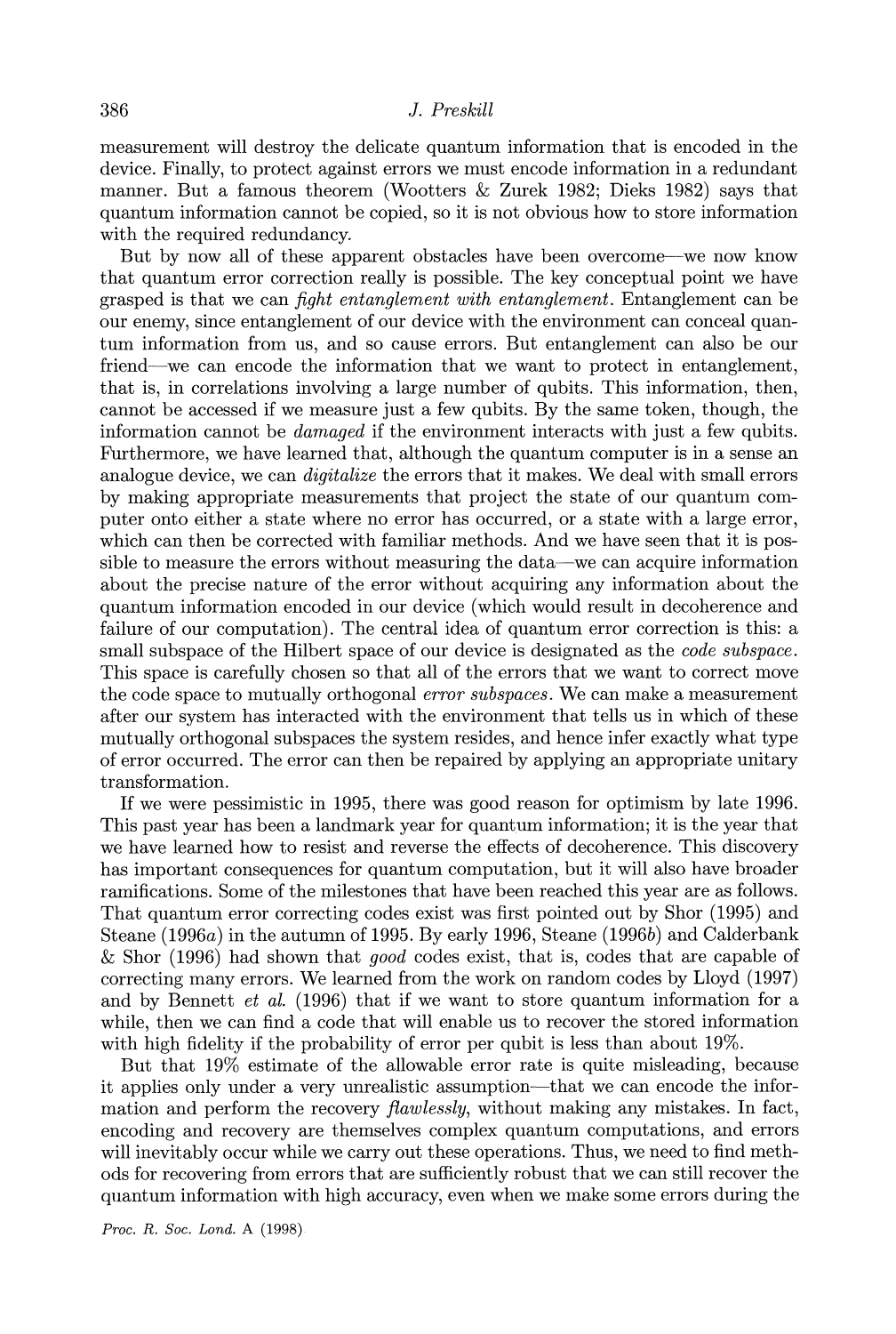measurement will destroy the delicate quantum information that is encoded in the device. Finally, to protect against errors we must encode information in a redundant manner. But a famous theorem (Wootters & Zurek 1982; Dieks 1982) says that quantum information cannot be copied, so it is not obvious how to store information with the required redundancy.

But by now all of these apparent obstacles have been overcome—we now know that quantum error correction really is possible. The key conceptual point we have grasped is that we can *fight entanglement with entanglement*. Entanglement can be our enemy, since entanglement of our device with the environment can conceal quantum information from us, and so cause errors. But entanglement can also be our friend—we can encode the information that we want to protect in entanglement, that is, in correlations involving a large number of qubits. This information, then, cannot be accessed if we measure just a few qubits. By the same token, though, the information cannot be *damaged* if the environment interacts with just a few qubits. Furthermore, we have learned that, although the quantum computer is in a sense an analogue device, we can *digitalize* the errors that it makes. We deal with small errors by making appropriate measurements that project the state of our quantum computer onto either a state where no error has occurred, or a state with a large error, which can then be corrected with familiar methods. And we have seen that it is possible to measure the errors without measuring the data—we can acquire information about the precise nature of the error without acquiring any information about the quantum information encoded in our device (which would result in decoherence and failure of our computation). The central idea of quantum error correction is this: a small subspace of the Hilbert space of our device is designated as the *code subspace*. This space is carefully chosen so that all of the errors that we want to correct move the code space to mutually orthogonal *error subspaces*. We can make a measurement after our system has interacted with the environment that tells us in which of these mutually orthogonal subspaces the system resides, and hence infer exactly what type of error occurred. The error can then be repaired by applying an appropriate unitary transformation.

If we were pessimistic in 1995, there was good reason for optimism by late 1996. This past year has been a landmark year for quantum information; it is the year that we have learned how to resist and reverse the effects of decoherence. This discovery has important consequences for quantum computation, but it will also have broader ramifications. Some of the milestones that have been reached this year are as follows. That quantum error correcting codes exist was first pointed out by Shor (1995) and Steane (1996*a*) in the autumn of 1995. By early 1996, Steane (1996*b*) and Calderbank & Shor (1996) had shown that *good* codes exist, that is, codes that are capable of correcting many errors. We learned from the work on random codes by Lloyd (1997) and by Bennett *et al.* (1996) that if we want to store quantum information for a while, then we can find a code that will enable us to recover the stored information with high fidelity if the probability of error per qubit is less than about 19%.

But that 19% estimate of the allowable error rate is quite misleading, because it applies only under a very unrealistic assumption—that we can encode the information and perform the recovery *flawlessly*, without making any mistakes. In fact, encoding and recovery are themselves complex quantum computations, and errors will inevitably occur while we carry out these operations. Thus, we need to find methods for recovering from errors that are sufficiently robust that we can still recover the quantum information with high accuracy, even when we make some errors during the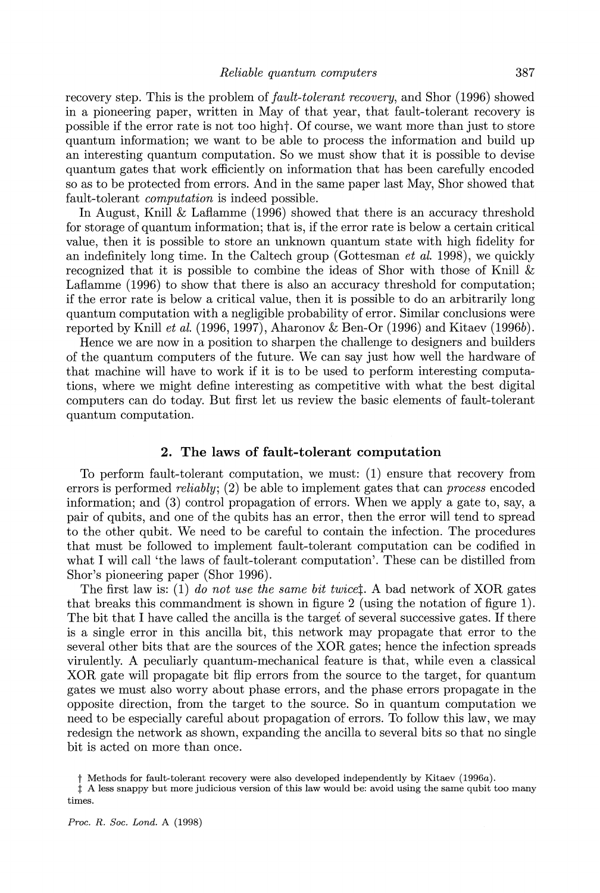recovery step. This is the problem of *fault-tolerant recovery*, and Shor (1996) showed in a pioneering paper, written in May of that year, that fault-tolerant recovery is possible if the error rate is not too high†. Of course, we want more than just to store quantum information; we want to be able to process the information and build up an interesting quantum computation. So we must show that it is possible to devise quantum gates that work efficiently on information that has been carefully encoded so as to be protected from errors. And in the same paper last May, Shor showed that fault-tolerant *computation* is indeed possible.

In August, Knill & Laflamme (1996) showed that there is an accuracy threshold for storage of quantum information; that is, if the error rate is below a certain critical value, then it is possible to store an unknown quantum state with high fidelity for an indefinitely long time. In the Caltech group (Gottesman *et al.* 1998), we quickly recognized that it is possible to combine the ideas of Shor with those of Knill & Laflamme (1996) to show that there is also an accuracy threshold for computation; if the error rate is below a critical value, then it is possible to do an arbitrarily long quantum computation with a negligible probability of error. Similar conclusions were reported by Knill *et al.* (1996, 1997), Aharonov & Ben-Or (1996) and Kitaev (1996*b*).

Hence we are now in a position to sharpen the challenge to designers and builders of the quantum computers of the future. We can say just how well the hardware of that machine will have to work if it is to be used to perform interesting computations, where we might define interesting as competitive with what the best digital computers can do today. But first let us review the basic elements of fault-tolerant quantum computation.

## 2. The laws of fault-tolerant computation

To perform fault-tolerant computation, we must: (1) ensure that recovery from errors is performed *reliably*; (2) be able to implement gates that can *process* encoded information; and (3) control propagation of errors. When we apply a gate to, say, a pair of qubits, and one of the qubits has an error, then the error will tend to spread to the other qubit. We need to be careful to contain the infection. The procedures that must be followed to implement fault-tolerant computation can be codified in what I will call 'the laws of fault-tolerant computation'. These can be distilled from Shor's pioneering paper (Shor 1996).

The first law is: (1) *do not use the same bit twice*‡. A bad network of XOR gates that breaks this commandment is shown in figure 2 (using the notation of figure 1). The bit that I have called the ancilla is the target of several successive gates. If there is a single error in this ancilla bit, this network may propagate that error to the several other bits that are the sources of the XOR gates; hence the infection spreads virulently. A peculiarly quantum-mechanical feature is that, while even a classical XOR gate will propagate bit flip errors from the source to the target, for quantum gates we must also worry about phase errors, and the phase errors propagate in the opposite direction, from the target to the source. So in quantum computation we need to be especially careful about propagation of errors. To follow this law, we may redesign the network as shown, expanding the ancilla to several bits so that no single bit is acted on more than once.

† Methods for fault-tolerant recovery were also developed independently by Kitaev (1996*a*).

‡ A less snappy but more judicious version of this law would be: avoid using the same qubit too many times.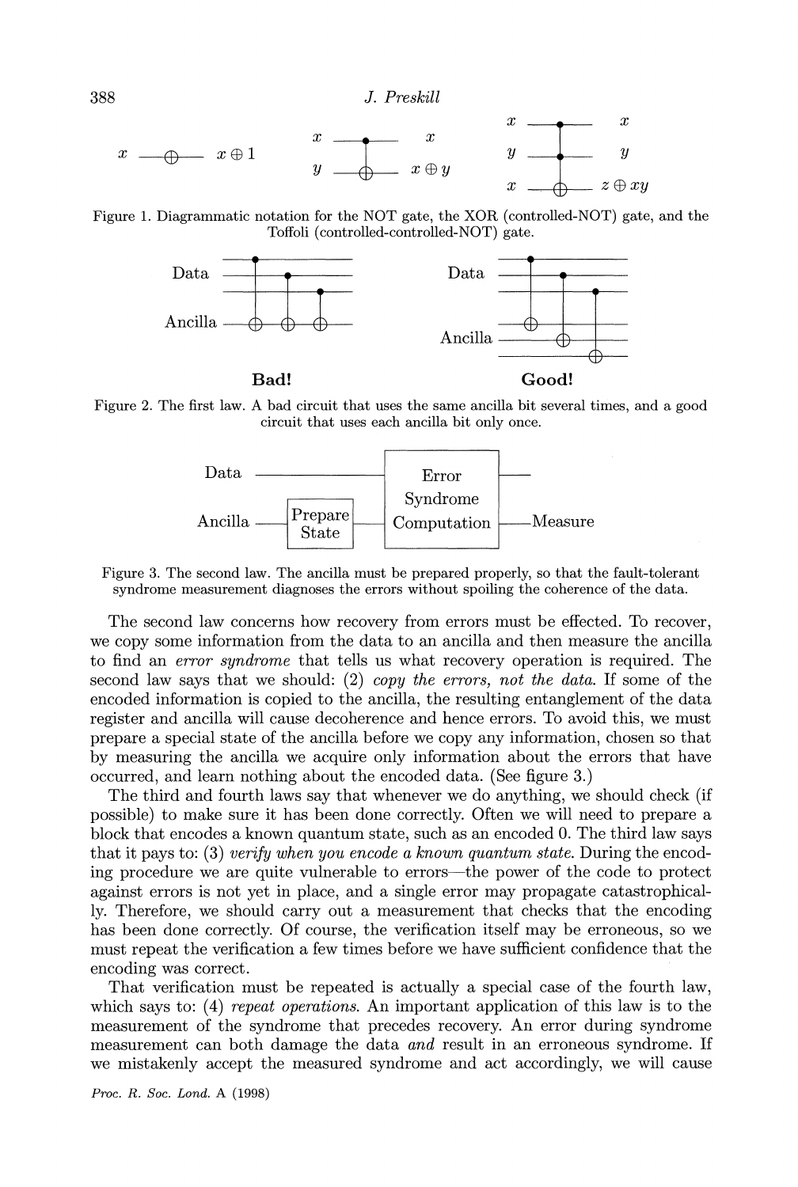Figure 1. Diagrammatic notation for the NOT gate, the XOR (controlled-NOT) gate, and the Toffoli (controlled-controlled-NOT) gate.

Figure 2. The first law. A bad circuit that uses the same ancilla bit several times, and a good circuit that uses each ancilla bit only once.

Figure 3. The second law. The ancilla must be prepared properly, so that the fault-tolerant syndrome measurement diagnoses the errors without spoiling the coherence of the data.

The second law concerns how recovery from errors must be effected. To recover, we copy some information from the data to an ancilla and then measure the ancilla to find an *error syndrome* that tells us what recovery operation is required. The second law says that we should: (2) *copy the errors, not the data.* If some of the encoded information is copied to the ancilla, the resulting entanglement of the data register and ancilla will cause decoherence and hence errors. To avoid this, we must prepare a special state of the ancilla before we copy any information, chosen so that by measuring the ancilla we acquire only information about the errors that have occurred, and learn nothing about the encoded data. (See figure 3.)

The third and fourth laws say that whenever we do anything, we should check (if possible) to make sure it has been done correctly. Often we will need to prepare a block that encodes a known quantum state, such as an encoded 0. The third law says that it pays to: (3) *verify when you encode a known quantum state.* During the encoding procedure we are quite vulnerable to errors—the power of the code to protect against errors is not yet in place, and a single error may propagate catastrophically. Therefore, we should carry out a measurement that checks that the encoding has been done correctly. Of course, the verification itself may be erroneous, so we must repeat the verification a few times before we have sufficient confidence that the encoding was correct.

That verification must be repeated is actually a special case of the fourth law, which says to: (4) *repeat operations.* An important application of this law is to the measurement of the syndrome that precedes recovery. An error during syndrome measurement can both damage the data *and* result in an erroneous syndrome. If we mistakenly accept the measured syndrome and act accordingly, we will cause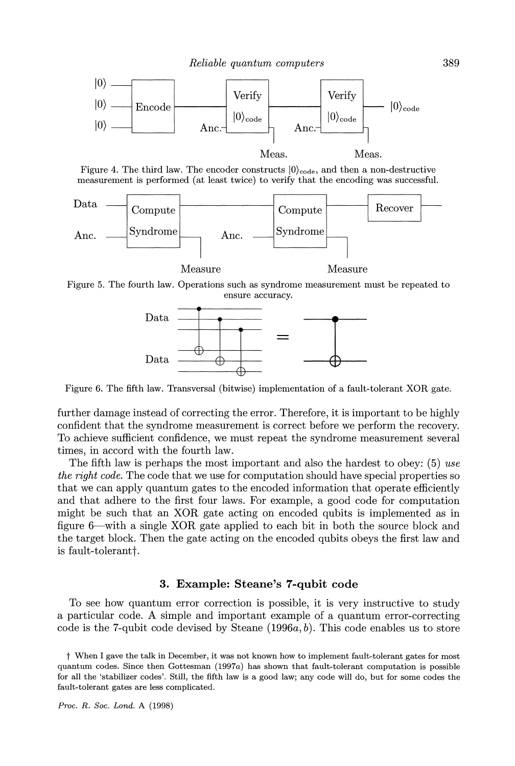Figure 4. The third law. The encoder constructs $|0\rangle_{\text{code}}$, and then a non-destructive measurement is performed (at least twice) to verify that the encoding was successful.

Figure 5. The fourth law. Operations such as syndrome measurement must be repeated to ensure accuracy.

Figure 6. The fifth law. Transversal (bitwise) implementation of a fault-tolerant XOR gate.

further damage instead of correcting the error. Therefore, it is important to be highly confident that the syndrome measurement is correct before we perform the recovery. To achieve sufficient confidence, we must repeat the syndrome measurement several times, in accord with the fourth law.

The fifth law is perhaps the most important and also the hardest to obey: (5) *use the right code*. The code that we use for computation should have special properties so that we can apply quantum gates to the encoded information that operate efficiently and that adhere to the first four laws. For example, a good code for computation might be such that an XOR gate acting on encoded qubits is implemented as in figure 6—with a single XOR gate applied to each bit in both the source block and the target block. Then the gate acting on the encoded qubits obeys the first law and is fault-tolerant†.

## 3. Example: Steane's 7-qubit code

To see how quantum error correction is possible, it is very instructive to study a particular code. A simple and important example of a quantum error-correcting code is the 7-qubit code devised by Steane (1996*a*, *b*). This code enables us to store

† When I gave the talk in December, it was not known how to implement fault-tolerant gates for most quantum codes. Since then Gottesman (1997*a*) has shown that fault-tolerant computation is possible for all the 'stabilizer codes'. Still, the fifth law is a good law; any code will do, but for some codes the fault-tolerant gates are less complicated.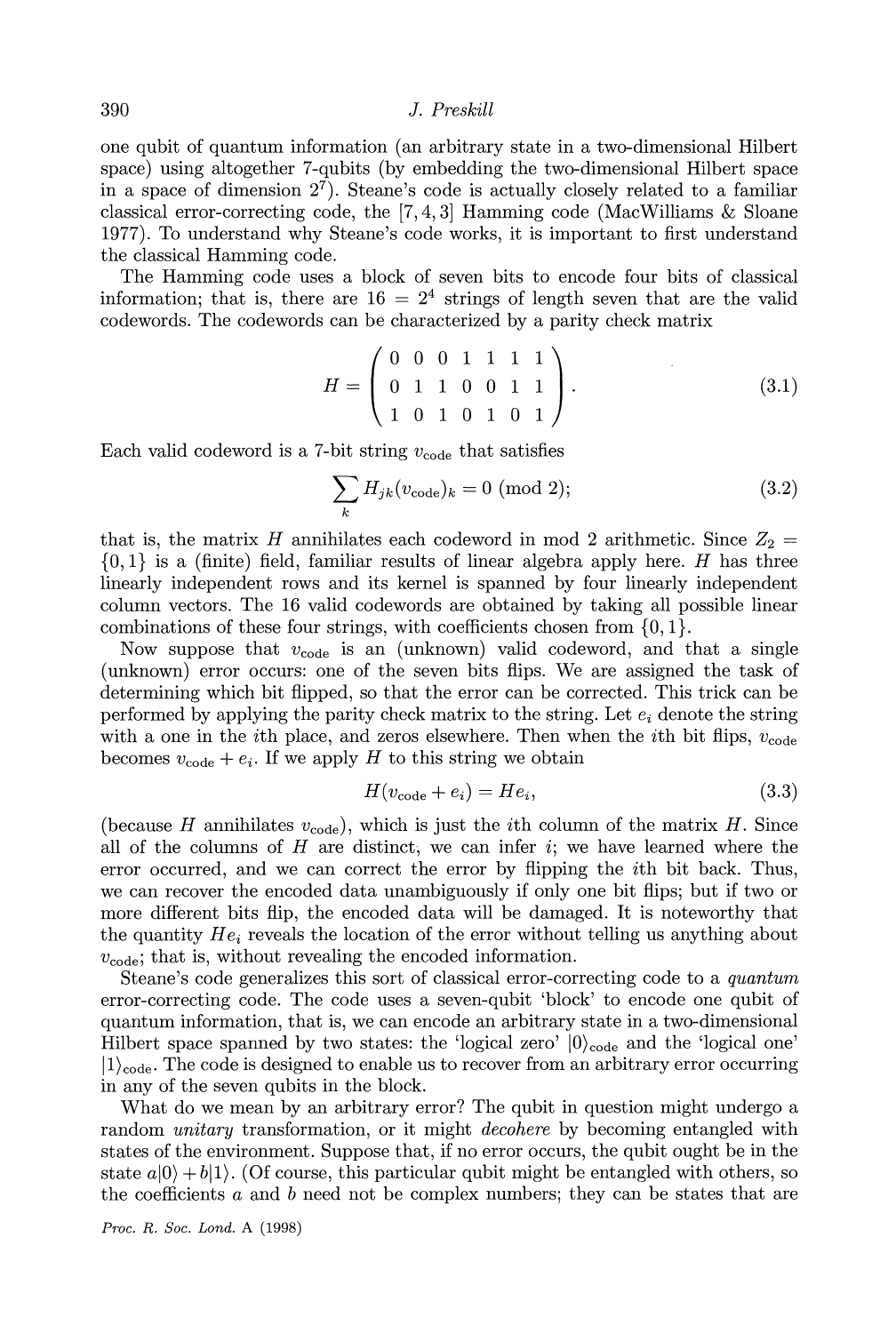one qubit of quantum information (an arbitrary state in a two-dimensional Hilbert space) using altogether 7-qubits (by embedding the two-dimensional Hilbert space in a space of dimension $2^7$). Steane's code is actually closely related to a familiar classical error-correcting code, the [7, 4, 3] Hamming code (MacWilliams & Sloane 1977). To understand why Steane's code works, it is important to first understand the classical Hamming code.

The Hamming code uses a block of seven bits to encode four bits of classical information; that is, there are $16 = 2^4$ strings of length seven that are the valid codewords. The codewords can be characterized by a parity check matrix

$$H = \begin{pmatrix} 0 & 0 & 0 & 1 & 1 & 1 & 1 \\ 0 & 1 & 1 & 0 & 0 & 1 & 1 \\ 1 & 0 & 1 & 0 & 1 & 0 & 1 \end{pmatrix}. \tag{3.1}$$

Each valid codeword is a 7-bit string $v_{\text{code}}$ that satisfies

$$\sum_k H_{jk}(v_{\text{code}})_k = 0 \pmod 2; \tag{3.2}$$

that is, the matrix $H$ annihilates each codeword in mod 2 arithmetic. Since $Z_2 = \{0, 1\}$ is a (finite) field, familiar results of linear algebra apply here. $H$ has three linearly independent rows and its kernel is spanned by four linearly independent column vectors. The 16 valid codewords are obtained by taking all possible linear combinations of these four strings, with coefficients chosen from $\{0, 1\}$.

Now suppose that $v_{\text{code}}$ is an (unknown) valid codeword, and that a single (unknown) error occurs: one of the seven bits flips. We are assigned the task of determining which bit flipped, so that the error can be corrected. This trick can be performed by applying the parity check matrix to the string. Let $e_i$ denote the string with a one in the $i$th place, and zeros elsewhere. Then when the $i$th bit flips, $v_{\text{code}}$ becomes $v_{\text{code}} + e_i$. If we apply $H$ to this string we obtain

$$H(v_{\text{code}} + e_i) = He_i, \tag{3.3}$$

(because $H$ annihilates $v_{\text{code}}$), which is just the $i$th column of the matrix $H$. Since all of the columns of $H$ are distinct, we can infer $i$; we have learned where the error occurred, and we can correct the error by flipping the $i$th bit back. Thus, we can recover the encoded data unambiguously if only one bit flips; but if two or more different bits flip, the encoded data will be damaged. It is noteworthy that the quantity $He_i$ reveals the location of the error without telling us anything about $v_{\text{code}}$; that is, without revealing the encoded information.

Steane's code generalizes this sort of classical error-correcting code to a *quantum* error-correcting code. The code uses a seven-qubit 'block' to encode one qubit of quantum information, that is, we can encode an arbitrary state in a two-dimensional Hilbert space spanned by two states: the 'logical zero' $|0\rangle_{\text{code}}$ and the 'logical one' $|1\rangle_{\text{code}}$. The code is designed to enable us to recover from an arbitrary error occurring in any of the seven qubits in the block.

What do we mean by an arbitrary error? The qubit in question might undergo a random *unitary* transformation, or it might *decohere* by becoming entangled with states of the environment. Suppose that, if no error occurs, the qubit ought be in the state $a|0\rangle + b|1\rangle$. (Of course, this particular qubit might be entangled with others, so the coefficients $a$ and $b$ need not be complex numbers; they can be states that are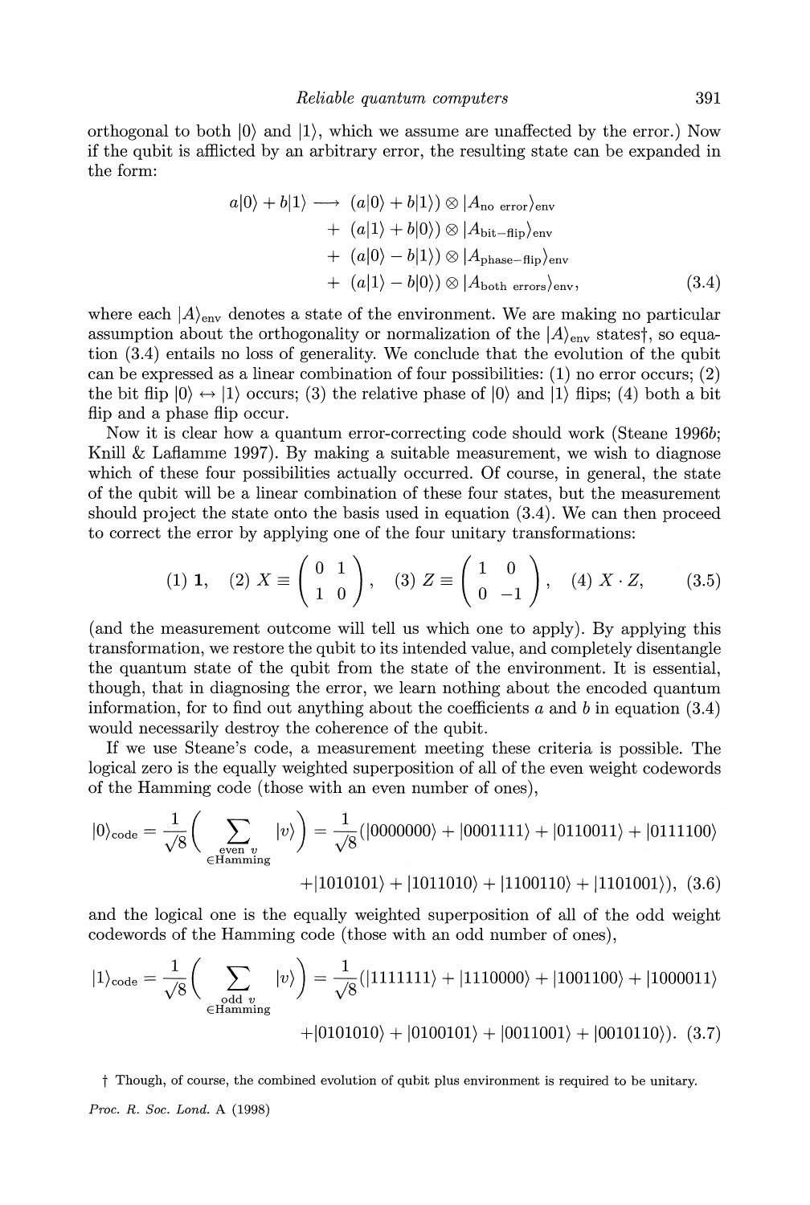orthogonal to both $|0\rangle$ and $|1\rangle$, which we assume are unaffected by the error.) Now if the qubit is afflicted by an arbitrary error, the resulting state can be expanded in the form:

$$
\begin{aligned}
a|0\rangle + b|1\rangle \longrightarrow\ & (a|0\rangle + b|1\rangle) \otimes |A_{\text{no error}}\rangle_{\text{env}} \\
&+ (a|1\rangle + b|0\rangle) \otimes |A_{\text{bit-flip}}\rangle_{\text{env}} \\
&+ (a|0\rangle - b|1\rangle) \otimes |A_{\text{phase-flip}}\rangle_{\text{env}} \\
&+ (a|1\rangle - b|0\rangle) \otimes |A_{\text{both errors}}\rangle_{\text{env}},
\end{aligned} \tag{3.4}
$$

where each $|A\rangle_{\text{env}}$ denotes a state of the environment. We are making no particular assumption about the orthogonality or normalization of the $|A\rangle_{\text{env}}$ states†, so equation (3.4) entails no loss of generality. We conclude that the evolution of the qubit can be expressed as a linear combination of four possibilities: (1) no error occurs; (2) the bit flip $|0\rangle \leftrightarrow |1\rangle$ occurs; (3) the relative phase of $|0\rangle$ and $|1\rangle$ flips; (4) both a bit flip and a phase flip occur.

Now it is clear how a quantum error-correcting code should work (Steane 1996*b*; Knill & Laflamme 1997). By making a suitable measurement, we wish to diagnose which of these four possibilities actually occurred. Of course, in general, the state of the qubit will be a linear combination of these four states, but the measurement should project the state onto the basis used in equation (3.4). We can then proceed to correct the error by applying one of the four unitary transformations:

$$
(1)\ \mathbf{1}, \quad (2)\ X \equiv \begin{pmatrix} 0 & 1 \\ 1 & 0 \end{pmatrix}, \quad (3)\ Z \equiv \begin{pmatrix} 1 & 0 \\ 0 & -1 \end{pmatrix}, \quad (4)\ X \cdot Z, \tag{3.5}
$$

(and the measurement outcome will tell us which one to apply). By applying this transformation, we restore the qubit to its intended value, and completely disentangle the quantum state of the qubit from the state of the environment. It is essential, though, that in diagnosing the error, we learn nothing about the encoded quantum information, for to find out anything about the coefficients $a$ and $b$ in equation (3.4) would necessarily destroy the coherence of the qubit.

If we use Steane's code, a measurement meeting these criteria is possible. The logical zero is the equally weighted superposition of all of the even weight codewords of the Hamming code (those with an even number of ones),

$$
\begin{aligned}
|0\rangle_{\text{code}} = \frac{1}{\sqrt{8}}\Bigg(\sum_{\substack{\text{even } v \\ \in \text{Hamming}}} |v\rangle\Bigg) = \frac{1}{\sqrt{8}}(&|0000000\rangle + |0001111\rangle + |0110011\rangle + |0111100\rangle \\
&+ |1010101\rangle + |1011010\rangle + |1100110\rangle + |1101001\rangle),
\end{aligned} \tag{3.6}
$$

and the logical one is the equally weighted superposition of all of the odd weight codewords of the Hamming code (those with an odd number of ones),

$$
\begin{aligned}
|1\rangle_{\text{code}} = \frac{1}{\sqrt{8}}\Bigg(\sum_{\substack{\text{odd } v \\ \in \text{Hamming}}} |v\rangle\Bigg) = \frac{1}{\sqrt{8}}(&|1111111\rangle + |1110000\rangle + |1001100\rangle + |1000011\rangle \\
&+ |0101010\rangle + |0100101\rangle + |0011001\rangle + |0010110\rangle).
\end{aligned} \tag{3.7}
$$

† Though, of course, the combined evolution of qubit plus environment is required to be unitary.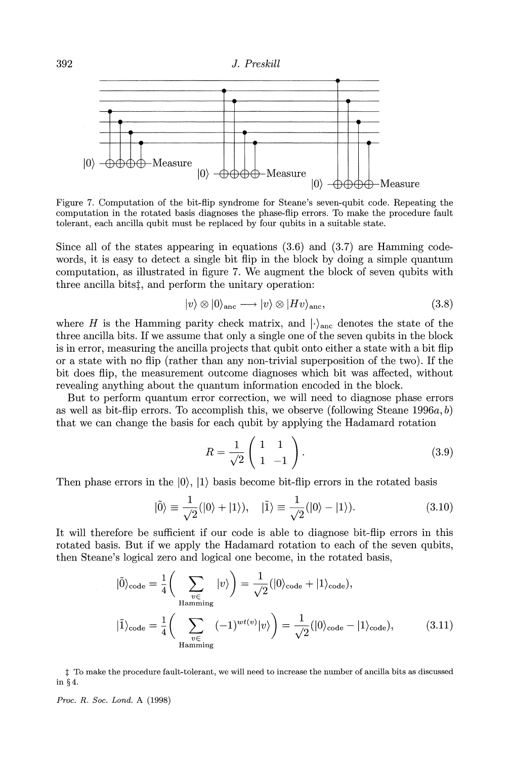Figure 7. Computation of the bit-flip syndrome for Steane's seven-qubit code. Repeating the computation in the rotated basis diagnoses the phase-flip errors. To make the procedure fault tolerant, each ancilla qubit must be replaced by four qubits in a suitable state.

Since all of the states appearing in equations (3.6) and (3.7) are Hamming codewords, it is easy to detect a single bit flip in the block by doing a simple quantum computation, as illustrated in figure 7. We augment the block of seven qubits with three ancilla bits‡, and perform the unitary operation:

$$|v\rangle \otimes |0\rangle_{\text{anc}} \longrightarrow |v\rangle \otimes |Hv\rangle_{\text{anc}}, \tag{3.8}$$

where $H$ is the Hamming parity check matrix, and $|\cdot\rangle_{\text{anc}}$ denotes the state of the three ancilla bits. If we assume that only a single one of the seven qubits in the block is in error, measuring the ancilla projects that qubit onto either a state with a bit flip or a state with no flip (rather than any non-trivial superposition of the two). If the bit does flip, the measurement outcome diagnoses which bit was affected, without revealing anything about the quantum information encoded in the block.

But to perform quantum error correction, we will need to diagnose phase errors as well as bit-flip errors. To accomplish this, we observe (following Steane 1996*a*, *b*) that we can change the basis for each qubit by applying the Hadamard rotation

$$R = \frac{1}{\sqrt{2}}\begin{pmatrix} 1 & 1 \\ 1 & -1 \end{pmatrix}. \tag{3.9}$$

Then phase errors in the $|0\rangle$, $|1\rangle$ basis become bit-flip errors in the rotated basis

$$|\tilde{0}\rangle \equiv \frac{1}{\sqrt{2}}(|0\rangle + |1\rangle), \quad |\tilde{1}\rangle \equiv \frac{1}{\sqrt{2}}(|0\rangle - |1\rangle). \tag{3.10}$$

It will therefore be sufficient if our code is able to diagnose bit-flip errors in this rotated basis. But if we apply the Hadamard rotation to each of the seven qubits, then Steane's logical zero and logical one become, in the rotated basis,

$$|\tilde{0}\rangle_{\text{code}} = \frac{1}{4}\Bigg( \sum_{\substack{v\in \\ \text{Hamming}}} |v\rangle \Bigg) = \frac{1}{\sqrt{2}}(|0\rangle_{\text{code}} + |1\rangle_{\text{code}}),$$

$$|\tilde{1}\rangle_{\text{code}} = \frac{1}{4}\Bigg( \sum_{\substack{v\in \\ \text{Hamming}}} (-1)^{wt(v)}|v\rangle \Bigg) = \frac{1}{\sqrt{2}}(|0\rangle_{\text{code}} - |1\rangle_{\text{code}}), \tag{3.11}$$

‡ To make the procedure fault-tolerant, we will need to increase the number of ancilla bits as discussed in §4.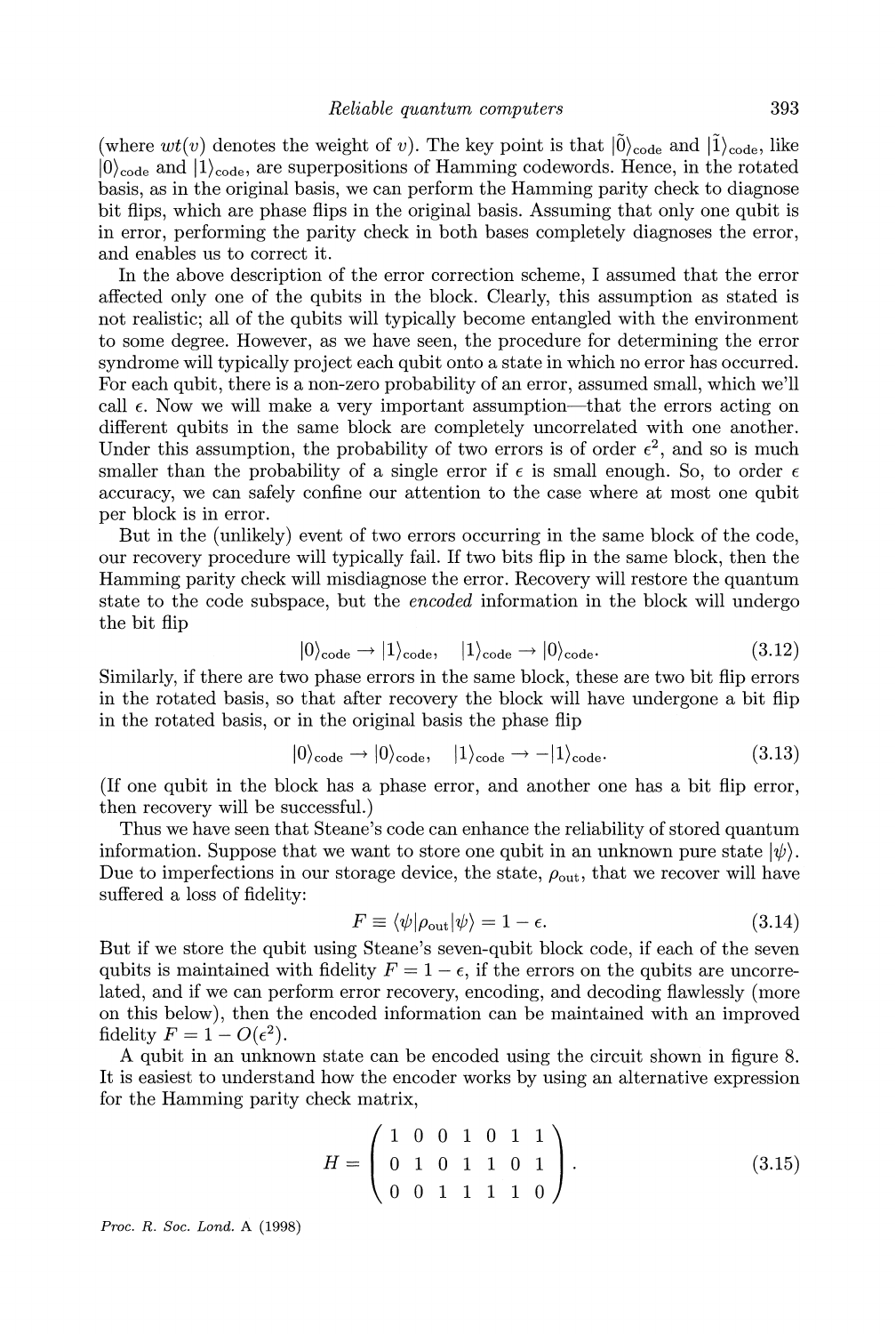(where $wt(v)$ denotes the weight of $v$). The key point is that $|\tilde{0}\rangle_{\text{code}}$ and $|\tilde{1}\rangle_{\text{code}}$, like $|0\rangle_{\text{code}}$ and $|1\rangle_{\text{code}}$, are superpositions of Hamming codewords. Hence, in the rotated basis, as in the original basis, we can perform the Hamming parity check to diagnose bit flips, which are phase flips in the original basis. Assuming that only one qubit is in error, performing the parity check in both bases completely diagnoses the error, and enables us to correct it.

In the above description of the error correction scheme, I assumed that the error affected only one of the qubits in the block. Clearly, this assumption as stated is not realistic; all of the qubits will typically become entangled with the environment to some degree. However, as we have seen, the procedure for determining the error syndrome will typically project each qubit onto a state in which no error has occurred. For each qubit, there is a non-zero probability of an error, assumed small, which we'll call $\epsilon$. Now we will make a very important assumption—that the errors acting on different qubits in the same block are completely uncorrelated with one another. Under this assumption, the probability of two errors is of order $\epsilon^2$, and so is much smaller than the probability of a single error if $\epsilon$ is small enough. So, to order $\epsilon$ accuracy, we can safely confine our attention to the case where at most one qubit per block is in error.

But in the (unlikely) event of two errors occurring in the same block of the code, our recovery procedure will typically fail. If two bits flip in the same block, then the Hamming parity check will misdiagnose the error. Recovery will restore the quantum state to the code subspace, but the *encoded* information in the block will undergo the bit flip

$$|0\rangle_{\text{code}} \to |1\rangle_{\text{code}}, \quad |1\rangle_{\text{code}} \to |0\rangle_{\text{code}}. \tag{3.12}$$

Similarly, if there are two phase errors in the same block, these are two bit flip errors in the rotated basis, so that after recovery the block will have undergone a bit flip in the rotated basis, or in the original basis the phase flip

$$|0\rangle_{\text{code}} \to |0\rangle_{\text{code}}, \quad |1\rangle_{\text{code}} \to -|1\rangle_{\text{code}}. \tag{3.13}$$

(If one qubit in the block has a phase error, and another one has a bit flip error, then recovery will be successful.)

Thus we have seen that Steane's code can enhance the reliability of stored quantum information. Suppose that we want to store one qubit in an unknown pure state $|\psi\rangle$. Due to imperfections in our storage device, the state, $\rho_{\text{out}}$, that we recover will have suffered a loss of fidelity:

$$F \equiv \langle\psi|\rho_{\text{out}}|\psi\rangle = 1 - \epsilon. \tag{3.14}$$

But if we store the qubit using Steane's seven-qubit block code, if each of the seven qubits is maintained with fidelity $F = 1 - \epsilon$, if the errors on the qubits are uncorrelated, and if we can perform error recovery, encoding, and decoding flawlessly (more on this below), then the encoded information can be maintained with an improved fidelity $F = 1 - O(\epsilon^2)$.

A qubit in an unknown state can be encoded using the circuit shown in figure 8. It is easiest to understand how the encoder works by using an alternative expression for the Hamming parity check matrix,

$$H = \begin{pmatrix} 1 & 0 & 0 & 1 & 0 & 1 & 1 \\ 0 & 1 & 0 & 1 & 1 & 0 & 1 \\ 0 & 0 & 1 & 1 & 1 & 1 & 0 \end{pmatrix}. \tag{3.15}$$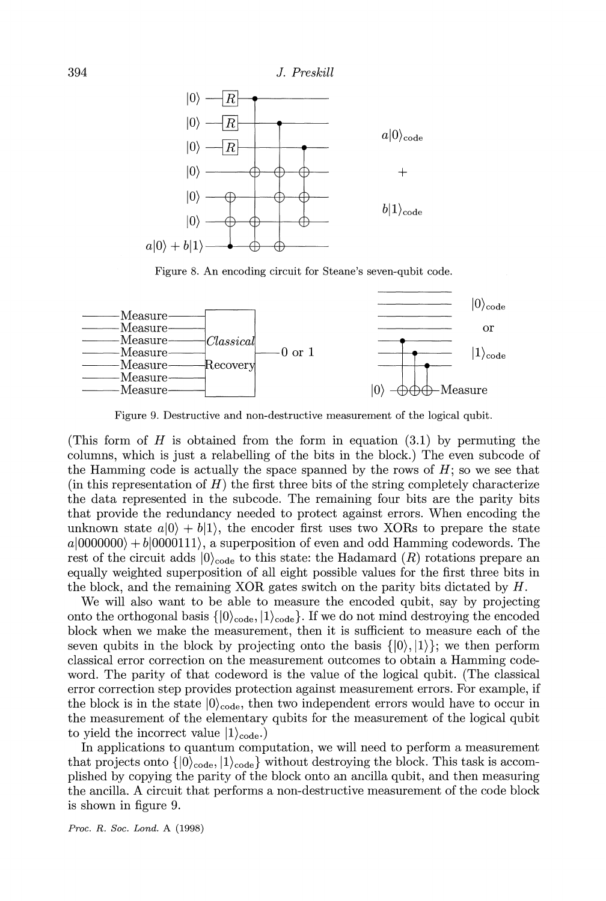Figure 8. An encoding circuit for Steane's seven-qubit code.

Figure 9. Destructive and non-destructive measurement of the logical qubit.

(This form of $H$ is obtained from the form in equation (3.1) by permuting the columns, which is just a relabelling of the bits in the block.) The even subcode of the Hamming code is actually the space spanned by the rows of $H$; so we see that (in this representation of $H$) the first three bits of the string completely characterize the data represented in the subcode. The remaining four bits are the parity bits that provide the redundancy needed to protect against errors. When encoding the unknown state $a|0\rangle + b|1\rangle$, the encoder first uses two XORs to prepare the state $a|0000000\rangle + b|0000111\rangle$, a superposition of even and odd Hamming codewords. The rest of the circuit adds $|0\rangle_{\text{code}}$ to this state: the Hadamard ($R$) rotations prepare an equally weighted superposition of all eight possible values for the first three bits in the block, and the remaining XOR gates switch on the parity bits dictated by $H$.

We will also want to be able to measure the encoded qubit, say by projecting onto the orthogonal basis $\{|0\rangle_{\text{code}}, |1\rangle_{\text{code}}\}$. If we do not mind destroying the encoded block when we make the measurement, then it is sufficient to measure each of the seven qubits in the block by projecting onto the basis $\{|0\rangle, |1\rangle\}$; we then perform classical error correction on the measurement outcomes to obtain a Hamming codeword. The parity of that codeword is the value of the logical qubit. (The classical error correction step provides protection against measurement errors. For example, if the block is in the state $|0\rangle_{\text{code}}$, then two independent errors would have to occur in the measurement of the elementary qubits for the measurement of the logical qubit to yield the incorrect value $|1\rangle_{\text{code}}$.)

In applications to quantum computation, we will need to perform a measurement that projects onto $\{|0\rangle_{\text{code}}, |1\rangle_{\text{code}}\}$ without destroying the block. This task is accomplished by copying the parity of the block onto an ancilla qubit, and then measuring the ancilla. A circuit that performs a non-destructive measurement of the code block is shown in figure 9.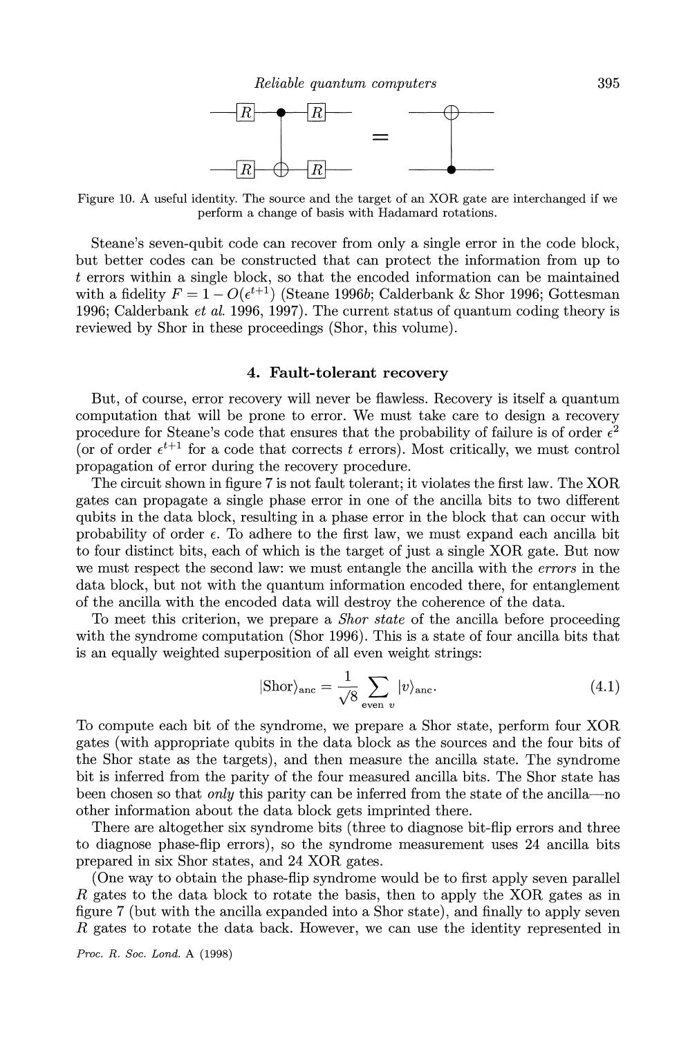Figure 10. A useful identity. The source and the target of an XOR gate are interchanged if we perform a change of basis with Hadamard rotations.

Steane's seven-qubit code can recover from only a single error in the code block, but better codes can be constructed that can protect the information from up to $t$ errors within a single block, so that the encoded information can be maintained with a fidelity $F = 1 - O(\epsilon^{t+1})$ (Steane 1996*b*; Calderbank & Shor 1996; Gottesman 1996; Calderbank *et al.* 1996, 1997). The current status of quantum coding theory is reviewed by Shor in these proceedings (Shor, this volume).

## 4. Fault-tolerant recovery

But, of course, error recovery will never be flawless. Recovery is itself a quantum computation that will be prone to error. We must take care to design a recovery procedure for Steane's code that ensures that the probability of failure is of order $\epsilon^2$ (or of order $\epsilon^{t+1}$ for a code that corrects $t$ errors). Most critically, we must control propagation of error during the recovery procedure.

The circuit shown in figure 7 is not fault tolerant; it violates the first law. The XOR gates can propagate a single phase error in one of the ancilla bits to two different qubits in the data block, resulting in a phase error in the block that can occur with probability of order $\epsilon$. To adhere to the first law, we must expand each ancilla bit to four distinct bits, each of which is the target of just a single XOR gate. But now we must respect the second law: we must entangle the ancilla with the *errors* in the data block, but not with the quantum information encoded there, for entanglement of the ancilla with the encoded data will destroy the coherence of the data.

To meet this criterion, we prepare a *Shor state* of the ancilla before proceeding with the syndrome computation (Shor 1996). This is a state of four ancilla bits that is an equally weighted superposition of all even weight strings:

$$|\mathrm{Shor}\rangle_{\mathrm{anc}} = \frac{1}{\sqrt{8}} \sum_{\text{even } v} |v\rangle_{\mathrm{anc}}. \tag{4.1}$$

To compute each bit of the syndrome, we prepare a Shor state, perform four XOR gates (with appropriate qubits in the data block as the sources and the four bits of the Shor state as the targets), and then measure the ancilla state. The syndrome bit is inferred from the parity of the four measured ancilla bits. The Shor state has been chosen so that *only* this parity can be inferred from the state of the ancilla—no other information about the data block gets imprinted there.

There are altogether six syndrome bits (three to diagnose bit-flip errors and three to diagnose phase-flip errors), so the syndrome measurement uses 24 ancilla bits prepared in six Shor states, and 24 XOR gates.

(One way to obtain the phase-flip syndrome would be to first apply seven parallel $R$ gates to the data block to rotate the basis, then to apply the XOR gates as in figure 7 (but with the ancilla expanded into a Shor state), and finally to apply seven $R$ gates to rotate the data back. However, we can use the identity represented in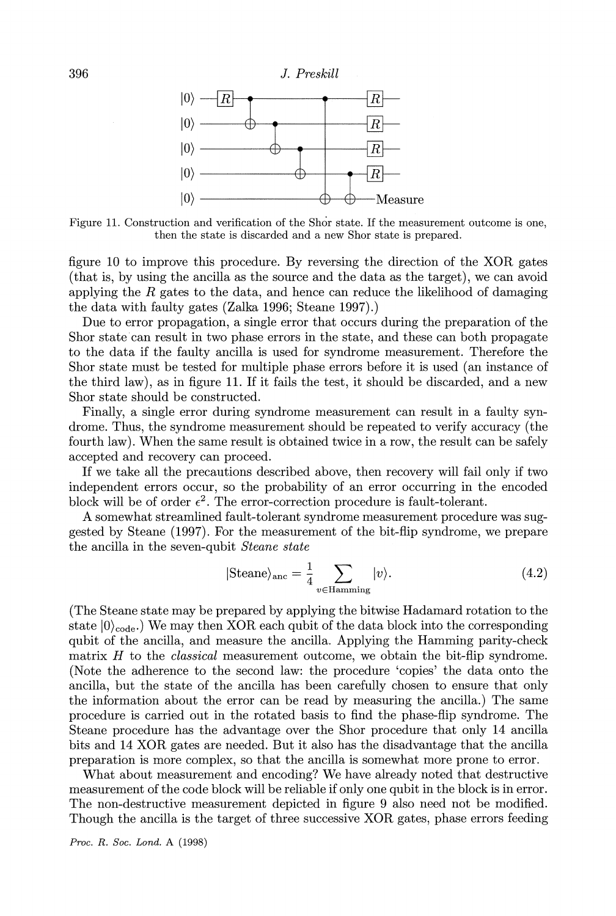Figure 11. Construction and verification of the Shor state. If the measurement outcome is one, then the state is discarded and a new Shor state is prepared.

figure 10 to improve this procedure. By reversing the direction of the XOR gates (that is, by using the ancilla as the source and the data as the target), we can avoid applying the $R$ gates to the data, and hence can reduce the likelihood of damaging the data with faulty gates (Zalka 1996; Steane 1997).)

Due to error propagation, a single error that occurs during the preparation of the Shor state can result in two phase errors in the state, and these can both propagate to the data if the faulty ancilla is used for syndrome measurement. Therefore the Shor state must be tested for multiple phase errors before it is used (an instance of the third law), as in figure 11. If it fails the test, it should be discarded, and a new Shor state should be constructed.

Finally, a single error during syndrome measurement can result in a faulty syndrome. Thus, the syndrome measurement should be repeated to verify accuracy (the fourth law). When the same result is obtained twice in a row, the result can be safely accepted and recovery can proceed.

If we take all the precautions described above, then recovery will fail only if two independent errors occur, so the probability of an error occurring in the encoded block will be of order $\epsilon^2$. The error-correction procedure is fault-tolerant.

A somewhat streamlined fault-tolerant syndrome measurement procedure was suggested by Steane (1997). For the measurement of the bit-flip syndrome, we prepare the ancilla in the seven-qubit *Steane state*

$$|\text{Steane}\rangle_{\text{anc}} = \frac{1}{4} \sum_{v \in \text{Hamming}} |v\rangle. \tag{4.2}$$

(The Steane state may be prepared by applying the bitwise Hadamard rotation to the state $|0\rangle_{\text{code}}$.) We may then XOR each qubit of the data block into the corresponding qubit of the ancilla, and measure the ancilla. Applying the Hamming parity-check matrix $H$ to the *classical* measurement outcome, we obtain the bit-flip syndrome. (Note the adherence to the second law: the procedure 'copies' the data onto the ancilla, but the state of the ancilla has been carefully chosen to ensure that only the information about the error can be read by measuring the ancilla.) The same procedure is carried out in the rotated basis to find the phase-flip syndrome. The Steane procedure has the advantage over the Shor procedure that only 14 ancilla bits and 14 XOR gates are needed. But it also has the disadvantage that the ancilla preparation is more complex, so that the ancilla is somewhat more prone to error.

What about measurement and encoding? We have already noted that destructive measurement of the code block will be reliable if only one qubit in the block is in error. The non-destructive measurement depicted in figure 9 also need not be modified. Though the ancilla is the target of three successive XOR gates, phase errors feeding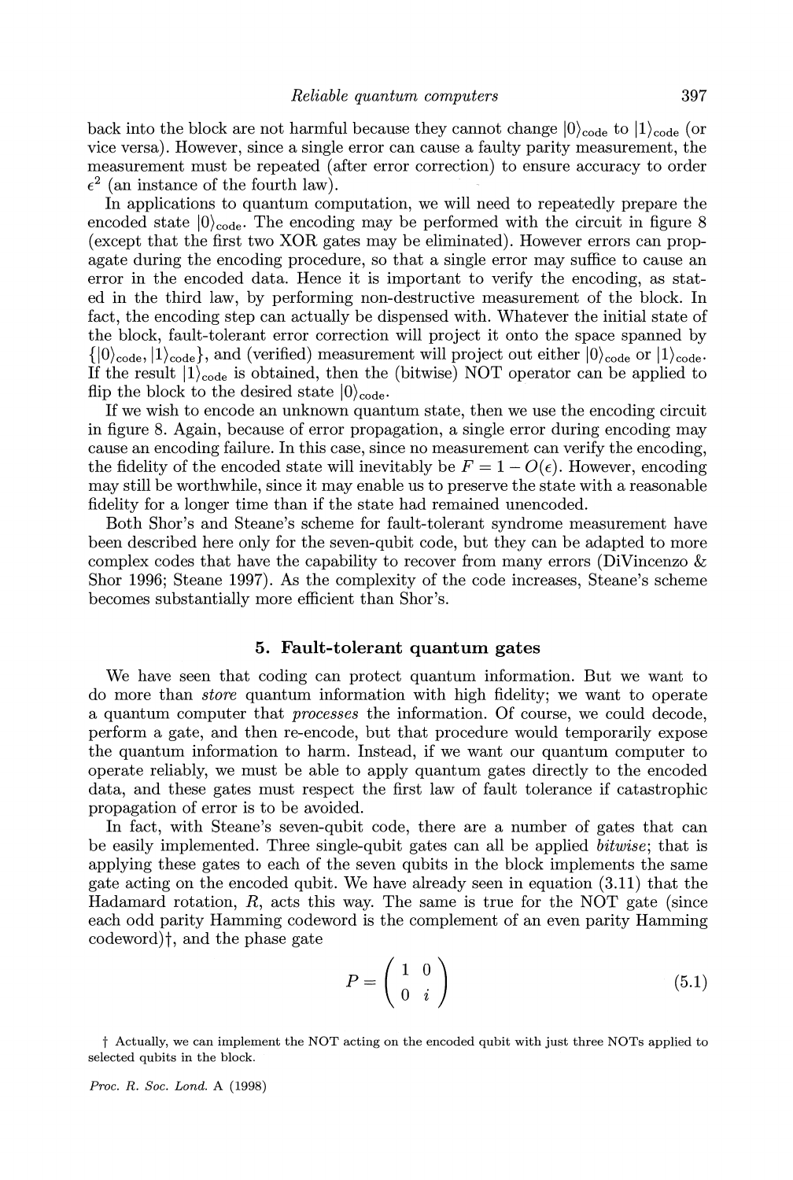back into the block are not harmful because they cannot change $|0\rangle_{\text{code}}$ to $|1\rangle_{\text{code}}$ (or vice versa). However, since a single error can cause a faulty parity measurement, the measurement must be repeated (after error correction) to ensure accuracy to order $\epsilon^2$ (an instance of the fourth law).

In applications to quantum computation, we will need to repeatedly prepare the encoded state $|0\rangle_{\text{code}}$. The encoding may be performed with the circuit in figure 8 (except that the first two XOR gates may be eliminated). However errors can propagate during the encoding procedure, so that a single error may suffice to cause an error in the encoded data. Hence it is important to verify the encoding, as stated in the third law, by performing non-destructive measurement of the block. In fact, the encoding step can actually be dispensed with. Whatever the initial state of the block, fault-tolerant error correction will project it onto the space spanned by $\{|0\rangle_{\text{code}}, |1\rangle_{\text{code}}\}$, and (verified) measurement will project out either $|0\rangle_{\text{code}}$ or $|1\rangle_{\text{code}}$. If the result $|1\rangle_{\text{code}}$ is obtained, then the (bitwise) NOT operator can be applied to flip the block to the desired state $|0\rangle_{\text{code}}$.

If we wish to encode an unknown quantum state, then we use the encoding circuit in figure 8. Again, because of error propagation, a single error during encoding may cause an encoding failure. In this case, since no measurement can verify the encoding, the fidelity of the encoded state will inevitably be $F = 1 - O(\epsilon)$. However, encoding may still be worthwhile, since it may enable us to preserve the state with a reasonable fidelity for a longer time than if the state had remained unencoded.

Both Shor's and Steane's scheme for fault-tolerant syndrome measurement have been described here only for the seven-qubit code, but they can be adapted to more complex codes that have the capability to recover from many errors (DiVincenzo & Shor 1996; Steane 1997). As the complexity of the code increases, Steane's scheme becomes substantially more efficient than Shor's.

## 5. Fault-tolerant quantum gates

We have seen that coding can protect quantum information. But we want to do more than *store* quantum information with high fidelity; we want to operate a quantum computer that *processes* the information. Of course, we could decode, perform a gate, and then re-encode, but that procedure would temporarily expose the quantum information to harm. Instead, if we want our quantum computer to operate reliably, we must be able to apply quantum gates directly to the encoded data, and these gates must respect the first law of fault tolerance if catastrophic propagation of error is to be avoided.

In fact, with Steane's seven-qubit code, there are a number of gates that can be easily implemented. Three single-qubit gates can all be applied *bitwise*; that is applying these gates to each of the seven qubits in the block implements the same gate acting on the encoded qubit. We have already seen in equation (3.11) that the Hadamard rotation, $R$, acts this way. The same is true for the NOT gate (since each odd parity Hamming codeword is the complement of an even parity Hamming codeword)†, and the phase gate

$$P = \begin{pmatrix} 1 & 0 \\ 0 & i \end{pmatrix} \tag{5.1}$$

† Actually, we can implement the NOT acting on the encoded qubit with just three NOTs applied to selected qubits in the block.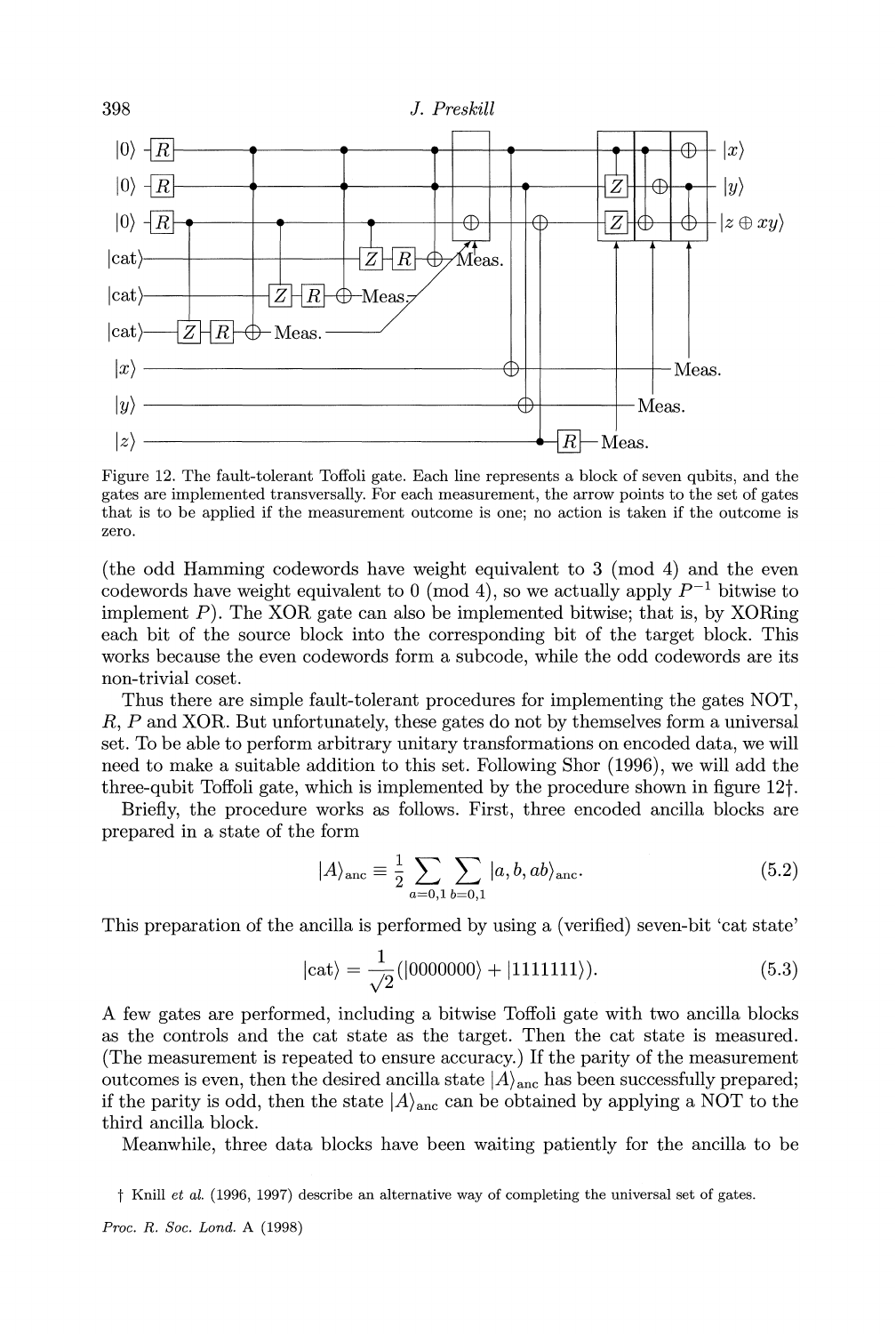Figure 12. The fault-tolerant Toffoli gate. Each line represents a block of seven qubits, and the gates are implemented transversally. For each measurement, the arrow points to the set of gates that is to be applied if the measurement outcome is one; no action is taken if the outcome is zero.

(the odd Hamming codewords have weight equivalent to 3 (mod 4) and the even codewords have weight equivalent to 0 (mod 4), so we actually apply $P^{-1}$ bitwise to implement $P$). The XOR gate can also be implemented bitwise; that is, by XORing each bit of the source block into the corresponding bit of the target block. This works because the even codewords form a subcode, while the odd codewords are its non-trivial coset.

Thus there are simple fault-tolerant procedures for implementing the gates NOT, $R$, $P$ and XOR. But unfortunately, these gates do not by themselves form a universal set. To be able to perform arbitrary unitary transformations on encoded data, we will need to make a suitable addition to this set. Following Shor (1996), we will add the three-qubit Toffoli gate, which is implemented by the procedure shown in figure 12†.

Briefly, the procedure works as follows. First, three encoded ancilla blocks are prepared in a state of the form

$$|A\rangle_{\text{anc}} \equiv \frac{1}{2} \sum_{a=0,1} \sum_{b=0,1} |a, b, ab\rangle_{\text{anc}}. \tag{5.2}$$

This preparation of the ancilla is performed by using a (verified) seven-bit 'cat state'

$$|\text{cat}\rangle = \frac{1}{\sqrt{2}}(|0000000\rangle + |1111111\rangle). \tag{5.3}$$

A few gates are performed, including a bitwise Toffoli gate with two ancilla blocks as the controls and the cat state as the target. Then the cat state is measured. (The measurement is repeated to ensure accuracy.) If the parity of the measurement outcomes is even, then the desired ancilla state $|A\rangle_{\text{anc}}$ has been successfully prepared; if the parity is odd, then the state $|A\rangle_{\text{anc}}$ can be obtained by applying a NOT to the third ancilla block.

Meanwhile, three data blocks have been waiting patiently for the ancilla to be

† Knill *et al.* (1996, 1997) describe an alternative way of completing the universal set of gates.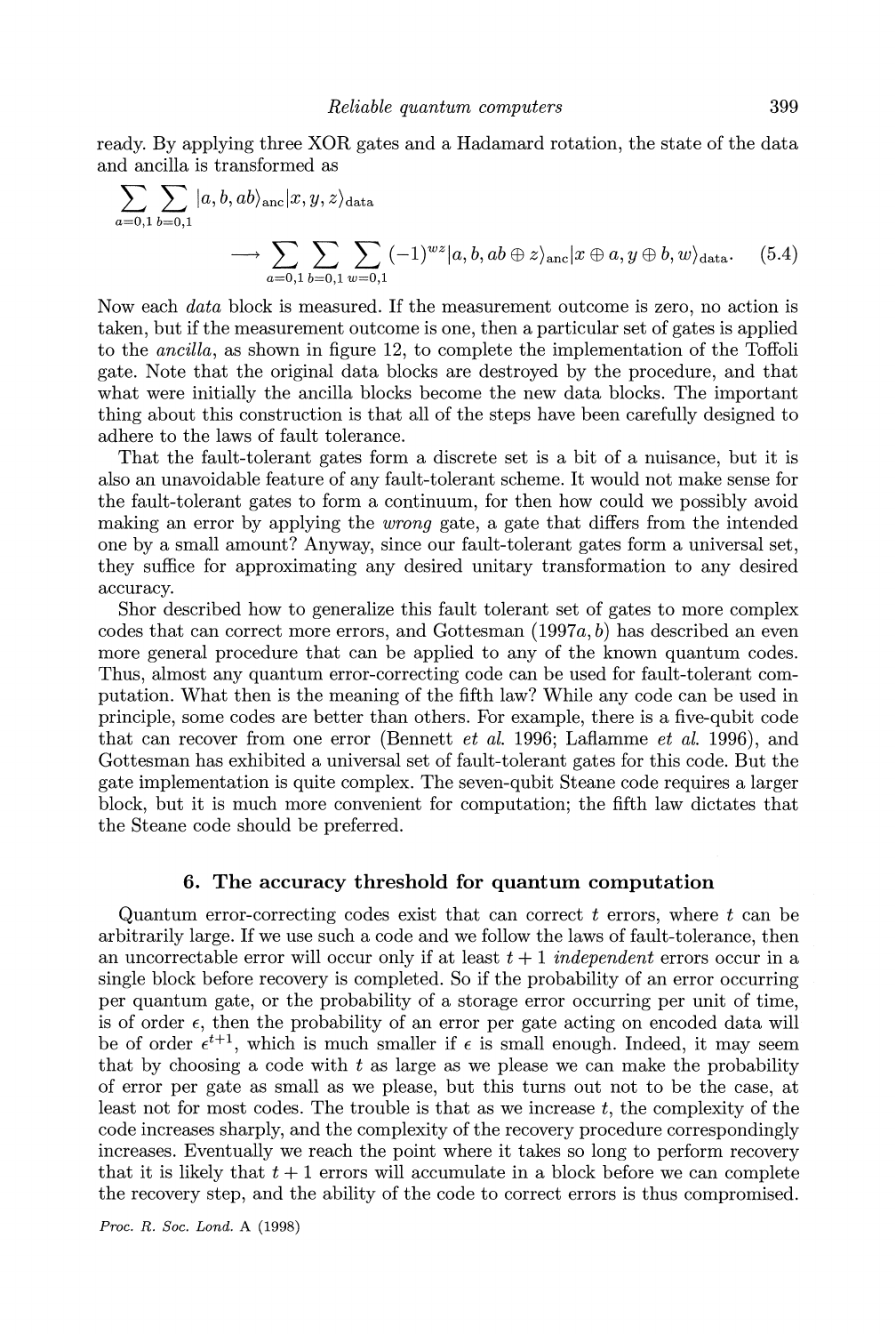ready. By applying three XOR gates and a Hadamard rotation, the state of the data and ancilla is transformed as

$$\sum_{a=0,1}\sum_{b=0,1} |a,b,ab\rangle_{\text{anc}}|x,y,z\rangle_{\text{data}}$$

$$\longrightarrow \sum_{a=0,1}\sum_{b=0,1}\sum_{w=0,1} (-1)^{wz}|a,b,ab\oplus z\rangle_{\text{anc}}|x\oplus a, y\oplus b, w\rangle_{\text{data}}. \tag{5.4}$$

Now each *data* block is measured. If the measurement outcome is zero, no action is taken, but if the measurement outcome is one, then a particular set of gates is applied to the *ancilla*, as shown in figure 12, to complete the implementation of the Toffoli gate. Note that the original data blocks are destroyed by the procedure, and that what were initially the ancilla blocks become the new data blocks. The important thing about this construction is that all of the steps have been carefully designed to adhere to the laws of fault tolerance.

That the fault-tolerant gates form a discrete set is a bit of a nuisance, but it is also an unavoidable feature of any fault-tolerant scheme. It would not make sense for the fault-tolerant gates to form a continuum, for then how could we possibly avoid making an error by applying the *wrong* gate, a gate that differs from the intended one by a small amount? Anyway, since our fault-tolerant gates form a universal set, they suffice for approximating any desired unitary transformation to any desired accuracy.

Shor described how to generalize this fault tolerant set of gates to more complex codes that can correct more errors, and Gottesman (1997*a*, *b*) has described an even more general procedure that can be applied to any of the known quantum codes. Thus, almost any quantum error-correcting code can be used for fault-tolerant computation. What then is the meaning of the fifth law? While any code can be used in principle, some codes are better than others. For example, there is a five-qubit code that can recover from one error (Bennett *et al.* 1996; Laflamme *et al.* 1996), and Gottesman has exhibited a universal set of fault-tolerant gates for this code. But the gate implementation is quite complex. The seven-qubit Steane code requires a larger block, but it is much more convenient for computation; the fifth law dictates that the Steane code should be preferred.

## 6. The accuracy threshold for quantum computation

Quantum error-correcting codes exist that can correct $t$ errors, where $t$ can be arbitrarily large. If we use such a code and we follow the laws of fault-tolerance, then an uncorrectable error will occur only if at least $t+1$ *independent* errors occur in a single block before recovery is completed. So if the probability of an error occurring per quantum gate, or the probability of a storage error occurring per unit of time, is of order $\epsilon$, then the probability of an error per gate acting on encoded data will be of order $\epsilon^{t+1}$, which is much smaller if $\epsilon$ is small enough. Indeed, it may seem that by choosing a code with $t$ as large as we please we can make the probability of error per gate as small as we please, but this turns out not to be the case, at least not for most codes. The trouble is that as we increase $t$, the complexity of the code increases sharply, and the complexity of the recovery procedure correspondingly increases. Eventually we reach the point where it takes so long to perform recovery that it is likely that $t+1$ errors will accumulate in a block before we can complete the recovery step, and the ability of the code to correct errors is thus compromised.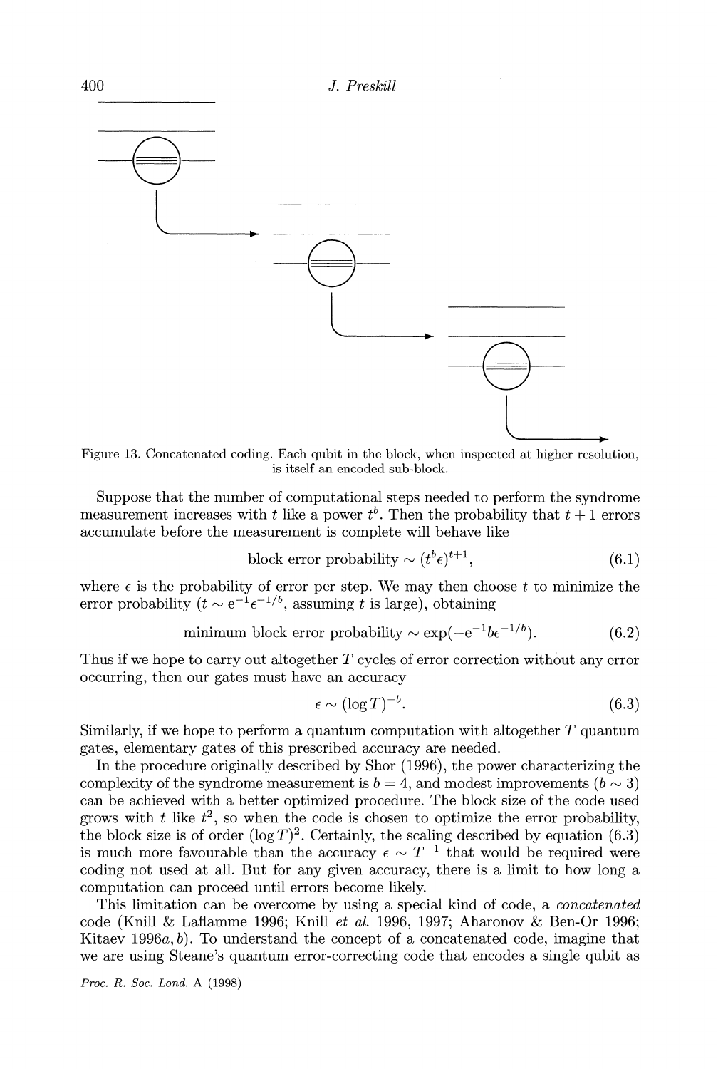Figure 13. Concatenated coding. Each qubit in the block, when inspected at higher resolution, is itself an encoded sub-block.

Suppose that the number of computational steps needed to perform the syndrome measurement increases with $t$ like a power $t^b$. Then the probability that $t+1$ errors accumulate before the measurement is complete will behave like

$$\text{block error probability} \sim (t^b \epsilon)^{t+1}, \tag{6.1}$$

where $\epsilon$ is the probability of error per step. We may then choose $t$ to minimize the error probability ($t \sim \mathrm{e}^{-1}\epsilon^{-1/b}$, assuming $t$ is large), obtaining

$$\text{minimum block error probability} \sim \exp(-\mathrm{e}^{-1} b \epsilon^{-1/b}). \tag{6.2}$$

Thus if we hope to carry out altogether $T$ cycles of error correction without any error occurring, then our gates must have an accuracy

$$\epsilon \sim (\log T)^{-b}. \tag{6.3}$$

Similarly, if we hope to perform a quantum computation with altogether $T$ quantum gates, elementary gates of this prescribed accuracy are needed.

In the procedure originally described by Shor (1996), the power characterizing the complexity of the syndrome measurement is $b = 4$, and modest improvements ($b \sim 3$) can be achieved with a better optimized procedure. The block size of the code used grows with $t$ like $t^2$, so when the code is chosen to optimize the error probability, the block size is of order $(\log T)^2$. Certainly, the scaling described by equation (6.3) is much more favourable than the accuracy $\epsilon \sim T^{-1}$ that would be required were coding not used at all. But for any given accuracy, there is a limit to how long a computation can proceed until errors become likely.

This limitation can be overcome by using a special kind of code, a *concatenated* code (Knill & Laflamme 1996; Knill *et al.* 1996, 1997; Aharonov & Ben-Or 1996; Kitaev 1996*a*, *b*). To understand the concept of a concatenated code, imagine that we are using Steane's quantum error-correcting code that encodes a single qubit as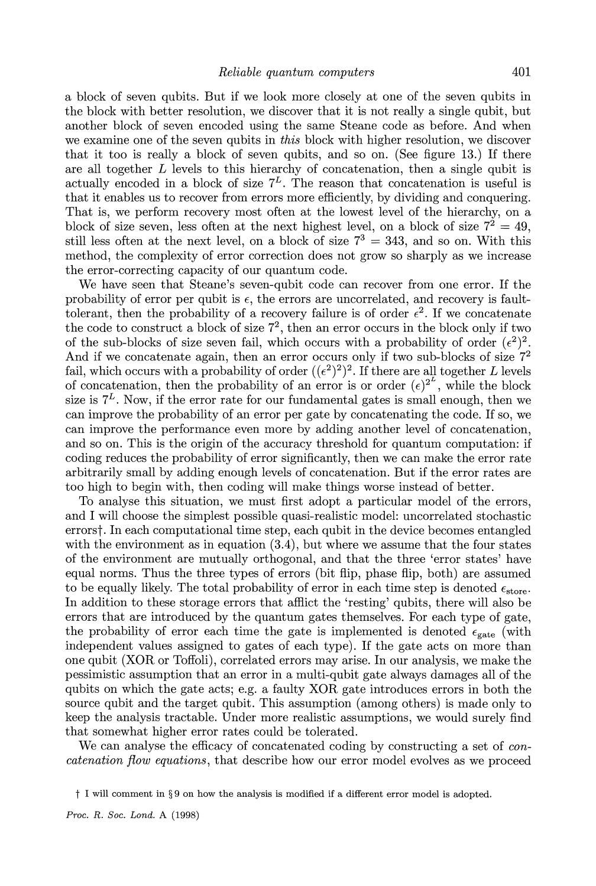a block of seven qubits. But if we look more closely at one of the seven qubits in the block with better resolution, we discover that it is not really a single qubit, but another block of seven encoded using the same Steane code as before. And when we examine one of the seven qubits in *this* block with higher resolution, we discover that it too is really a block of seven qubits, and so on. (See figure 13.) If there are all together $L$ levels to this hierarchy of concatenation, then a single qubit is actually encoded in a block of size $7^L$. The reason that concatenation is useful is that it enables us to recover from errors more efficiently, by dividing and conquering. That is, we perform recovery most often at the lowest level of the hierarchy, on a block of size seven, less often at the next highest level, on a block of size $7^2 = 49$, still less often at the next level, on a block of size $7^3 = 343$, and so on. With this method, the complexity of error correction does not grow so sharply as we increase the error-correcting capacity of our quantum code.

We have seen that Steane's seven-qubit code can recover from one error. If the probability of error per qubit is $\epsilon$, the errors are uncorrelated, and recovery is fault-tolerant, then the probability of a recovery failure is of order $\epsilon^2$. If we concatenate the code to construct a block of size $7^2$, then an error occurs in the block only if two of the sub-blocks of size seven fail, which occurs with a probability of order $(\epsilon^2)^2$. And if we concatenate again, then an error occurs only if two sub-blocks of size $7^2$ fail, which occurs with a probability of order $((\epsilon^2)^2)^2$. If there are all together $L$ levels of concatenation, then the probability of an error is or order $(\epsilon)^{2^L}$, while the block size is $7^L$. Now, if the error rate for our fundamental gates is small enough, then we can improve the probability of an error per gate by concatenating the code. If so, we can improve the performance even more by adding another level of concatenation, and so on. This is the origin of the accuracy threshold for quantum computation: if coding reduces the probability of error significantly, then we can make the error rate arbitrarily small by adding enough levels of concatenation. But if the error rates are too high to begin with, then coding will make things worse instead of better.

To analyse this situation, we must first adopt a particular model of the errors, and I will choose the simplest possible quasi-realistic model: uncorrelated stochastic errors†. In each computational time step, each qubit in the device becomes entangled with the environment as in equation (3.4), but where we assume that the four states of the environment are mutually orthogonal, and that the three 'error states' have equal norms. Thus the three types of errors (bit flip, phase flip, both) are assumed to be equally likely. The total probability of error in each time step is denoted $\epsilon_{\text{store}}$. In addition to these storage errors that afflict the 'resting' qubits, there will also be errors that are introduced by the quantum gates themselves. For each type of gate, the probability of error each time the gate is implemented is denoted $\epsilon_{\text{gate}}$ (with independent values assigned to gates of each type). If the gate acts on more than one qubit (XOR or Toffoli), correlated errors may arise. In our analysis, we make the pessimistic assumption that an error in a multi-qubit gate always damages all of the qubits on which the gate acts; e.g. a faulty XOR gate introduces errors in both the source qubit and the target qubit. This assumption (among others) is made only to keep the analysis tractable. Under more realistic assumptions, we would surely find that somewhat higher error rates could be tolerated.

We can analyse the efficacy of concatenated coding by constructing a set of *concatenation flow equations*, that describe how our error model evolves as we proceed

† I will comment in § 9 on how the analysis is modified if a different error model is adopted.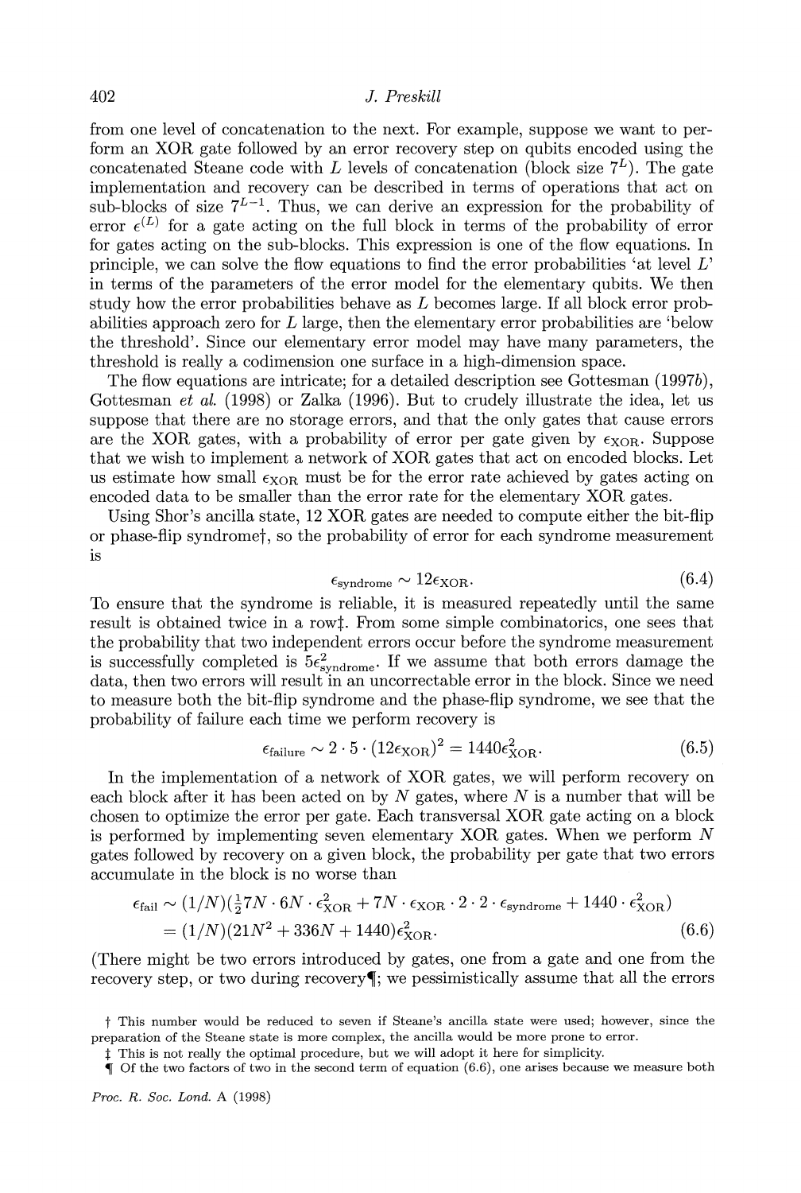from one level of concatenation to the next. For example, suppose we want to perform an XOR gate followed by an error recovery step on qubits encoded using the concatenated Steane code with $L$ levels of concatenation (block size $7^L$). The gate implementation and recovery can be described in terms of operations that act on sub-blocks of size $7^{L-1}$. Thus, we can derive an expression for the probability of error $\epsilon^{(L)}$ for a gate acting on the full block in terms of the probability of error for gates acting on the sub-blocks. This expression is one of the flow equations. In principle, we can solve the flow equations to find the error probabilities 'at level $L$' in terms of the parameters of the error model for the elementary qubits. We then study how the error probabilities behave as $L$ becomes large. If all block error probabilities approach zero for $L$ large, then the elementary error probabilities are 'below the threshold'. Since our elementary error model may have many parameters, the threshold is really a codimension one surface in a high-dimension space.

The flow equations are intricate; for a detailed description see Gottesman (1997*b*), Gottesman *et al.* (1998) or Zalka (1996). But to crudely illustrate the idea, let us suppose that there are no storage errors, and that the only gates that cause errors are the XOR gates, with a probability of error per gate given by $\epsilon_{\mathrm{XOR}}$. Suppose that we wish to implement a network of XOR gates that act on encoded blocks. Let us estimate how small $\epsilon_{\mathrm{XOR}}$ must be for the error rate achieved by gates acting on encoded data to be smaller than the error rate for the elementary XOR gates.

Using Shor's ancilla state, 12 XOR gates are needed to compute either the bit-flip or phase-flip syndrome†, so the probability of error for each syndrome measurement is

$$\epsilon_{\mathrm{syndrome}} \sim 12\epsilon_{\mathrm{XOR}}. \tag{6.4}$$

To ensure that the syndrome is reliable, it is measured repeatedly until the same result is obtained twice in a row‡. From some simple combinatorics, one sees that the probability that two independent errors occur before the syndrome measurement is successfully completed is $5\epsilon^2_{\mathrm{syndrome}}$. If we assume that both errors damage the data, then two errors will result in an uncorrectable error in the block. Since we need to measure both the bit-flip syndrome and the phase-flip syndrome, we see that the probability of failure each time we perform recovery is

$$\epsilon_{\mathrm{failure}} \sim 2 \cdot 5 \cdot (12\epsilon_{\mathrm{XOR}})^2 = 1440\epsilon^2_{\mathrm{XOR}}. \tag{6.5}$$

In the implementation of a network of XOR gates, we will perform recovery on each block after it has been acted on by $N$ gates, where $N$ is a number that will be chosen to optimize the error per gate. Each transversal XOR gate acting on a block is performed by implementing seven elementary XOR gates. When we perform $N$ gates followed by recovery on a given block, the probability per gate that two errors accumulate in the block is no worse than

$$\begin{aligned}\epsilon_{\mathrm{fail}} &\sim (1/N)(\tfrac{1}{2}7N \cdot 6N \cdot \epsilon^2_{\mathrm{XOR}} + 7N \cdot \epsilon_{\mathrm{XOR}} \cdot 2 \cdot 2 \cdot \epsilon_{\mathrm{syndrome}} + 1440 \cdot \epsilon^2_{\mathrm{XOR}}) \\ &= (1/N)(21N^2 + 336N + 1440)\epsilon^2_{\mathrm{XOR}}.\end{aligned} \tag{6.6}$$

(There might be two errors introduced by gates, one from a gate and one from the recovery step, or two during recovery¶; we pessimistically assume that all the errors

† This number would be reduced to seven if Steane's ancilla state were used; however, since the preparation of the Steane state is more complex, the ancilla would be more prone to error.

‡ This is not really the optimal procedure, but we will adopt it here for simplicity.

¶ Of the two factors of two in the second term of equation (6.6), one arises because we measure both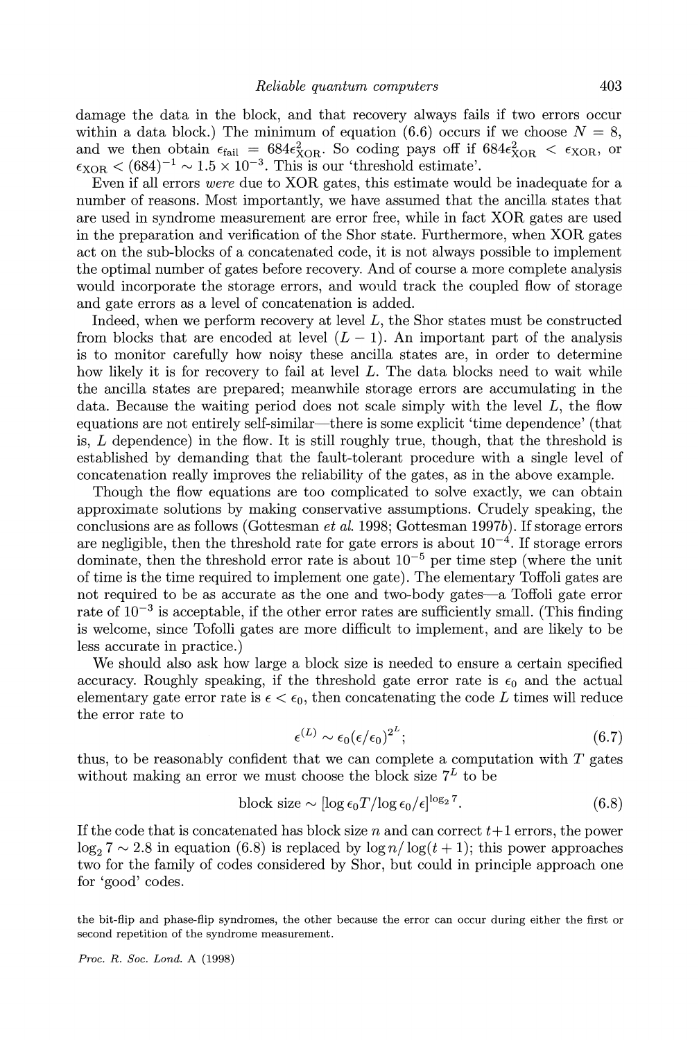damage the data in the block, and that recovery always fails if two errors occur within a data block.) The minimum of equation (6.6) occurs if we choose $N = 8$, and we then obtain $\epsilon_{\text{fail}} = 684\epsilon_{\text{XOR}}^2$. So coding pays off if $684\epsilon_{\text{XOR}}^2 < \epsilon_{\text{XOR}}$, or $\epsilon_{\text{XOR}} < (684)^{-1} \sim 1.5 \times 10^{-3}$. This is our 'threshold estimate'.

Even if all errors *were* due to XOR gates, this estimate would be inadequate for a number of reasons. Most importantly, we have assumed that the ancilla states that are used in syndrome measurement are error free, while in fact XOR gates are used in the preparation and verification of the Shor state. Furthermore, when XOR gates act on the sub-blocks of a concatenated code, it is not always possible to implement the optimal number of gates before recovery. And of course a more complete analysis would incorporate the storage errors, and would track the coupled flow of storage and gate errors as a level of concatenation is added.

Indeed, when we perform recovery at level $L$, the Shor states must be constructed from blocks that are encoded at level $(L-1)$. An important part of the analysis is to monitor carefully how noisy these ancilla states are, in order to determine how likely it is for recovery to fail at level $L$. The data blocks need to wait while the ancilla states are prepared; meanwhile storage errors are accumulating in the data. Because the waiting period does not scale simply with the level $L$, the flow equations are not entirely self-similar—there is some explicit 'time dependence' (that is, $L$ dependence) in the flow. It is still roughly true, though, that the threshold is established by demanding that the fault-tolerant procedure with a single level of concatenation really improves the reliability of the gates, as in the above example.

Though the flow equations are too complicated to solve exactly, we can obtain approximate solutions by making conservative assumptions. Crudely speaking, the conclusions are as follows (Gottesman *et al.* 1998; Gottesman 1997*b*). If storage errors are negligible, then the threshold rate for gate errors is about $10^{-4}$. If storage errors dominate, then the threshold error rate is about $10^{-5}$ per time step (where the unit of time is the time required to implement one gate). The elementary Toffoli gates are not required to be as accurate as the one and two-body gates—a Toffoli gate error rate of $10^{-3}$ is acceptable, if the other error rates are sufficiently small. (This finding is welcome, since Tofolli gates are more difficult to implement, and are likely to be less accurate in practice.)

We should also ask how large a block size is needed to ensure a certain specified accuracy. Roughly speaking, if the threshold gate error rate is $\epsilon_0$ and the actual elementary gate error rate is $\epsilon < \epsilon_0$, then concatenating the code $L$ times will reduce the error rate to

$$\epsilon^{(L)} \sim \epsilon_0(\epsilon/\epsilon_0)^{2^L}; \tag{6.7}$$

thus, to be reasonably confident that we can complete a computation with $T$ gates without making an error we must choose the block size $7^L$ to be

$$\text{block size} \sim [\log \epsilon_0 T / \log \epsilon_0/\epsilon]^{\log_2 7}. \tag{6.8}$$

If the code that is concatenated has block size $n$ and can correct $t+1$ errors, the power $\log_2 7 \sim 2.8$ in equation (6.8) is replaced by $\log n/\log(t+1)$; this power approaches two for the family of codes considered by Shor, but could in principle approach one for 'good' codes.

the bit-flip and phase-flip syndromes, the other because the error can occur during either the first or second repetition of the syndrome measurement.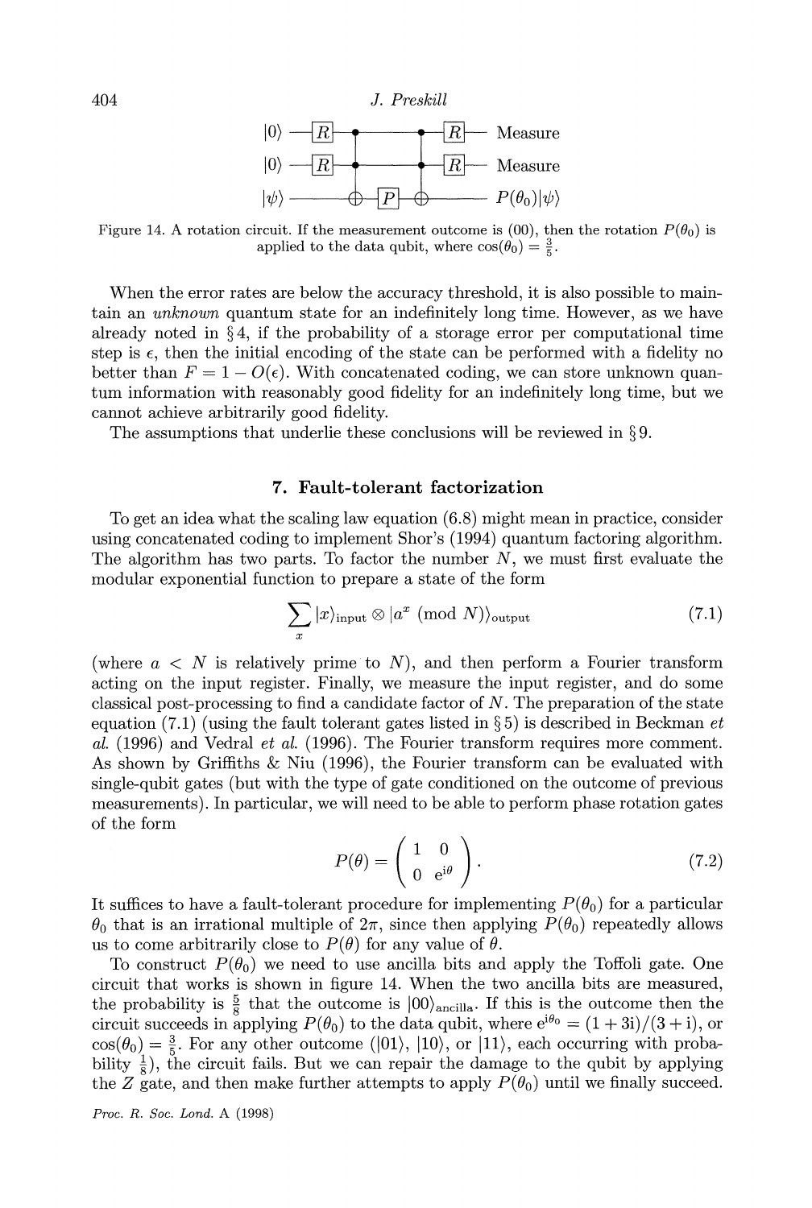Figure 14. A rotation circuit. If the measurement outcome is (00), then the rotation $P(\theta_0)$ is applied to the data qubit, where $\cos(\theta_0) = \frac{3}{5}$.

When the error rates are below the accuracy threshold, it is also possible to maintain an *unknown* quantum state for an indefinitely long time. However, as we have already noted in § 4, if the probability of a storage error per computational time step is $\epsilon$, then the initial encoding of the state can be performed with a fidelity no better than $F = 1 - O(\epsilon)$. With concatenated coding, we can store unknown quantum information with reasonably good fidelity for an indefinitely long time, but we cannot achieve arbitrarily good fidelity.

The assumptions that underlie these conclusions will be reviewed in § 9.

## 7. Fault-tolerant factorization

To get an idea what the scaling law equation (6.8) might mean in practice, consider using concatenated coding to implement Shor's (1994) quantum factoring algorithm. The algorithm has two parts. To factor the number $N$, we must first evaluate the modular exponential function to prepare a state of the form

$$\sum_x |x\rangle_{\text{input}} \otimes |a^x \pmod N\rangle_{\text{output}} \tag{7.1}$$

(where $a < N$ is relatively prime to $N$), and then perform a Fourier transform acting on the input register. Finally, we measure the input register, and do some classical post-processing to find a candidate factor of $N$. The preparation of the state equation (7.1) (using the fault tolerant gates listed in § 5) is described in Beckman *et al.* (1996) and Vedral *et al.* (1996). The Fourier transform requires more comment. As shown by Griffiths & Niu (1996), the Fourier transform can be evaluated with single-qubit gates (but with the type of gate conditioned on the outcome of previous measurements). In particular, we will need to be able to perform phase rotation gates of the form

$$P(\theta) = \begin{pmatrix} 1 & 0 \\ 0 & \mathrm{e}^{\mathrm{i}\theta} \end{pmatrix}. \tag{7.2}$$

It suffices to have a fault-tolerant procedure for implementing $P(\theta_0)$ for a particular $\theta_0$ that is an irrational multiple of $2\pi$, since then applying $P(\theta_0)$ repeatedly allows us to come arbitrarily close to $P(\theta)$ for any value of $\theta$.

To construct $P(\theta_0)$ we need to use ancilla bits and apply the Toffoli gate. One circuit that works is shown in figure 14. When the two ancilla bits are measured, the probability is $\frac{5}{8}$ that the outcome is $|00\rangle_{\text{ancilla}}$. If this is the outcome then the circuit succeeds in applying $P(\theta_0)$ to the data qubit, where $\mathrm{e}^{\mathrm{i}\theta_0} = (1 + 3\mathrm{i})/(3 + \mathrm{i})$, or $\cos(\theta_0) = \frac{3}{5}$. For any other outcome ($|01\rangle$, $|10\rangle$, or $|11\rangle$, each occurring with probability $\frac{1}{8}$), the circuit fails. But we can repair the damage to the qubit by applying the $Z$ gate, and then make further attempts to apply $P(\theta_0)$ until we finally succeed.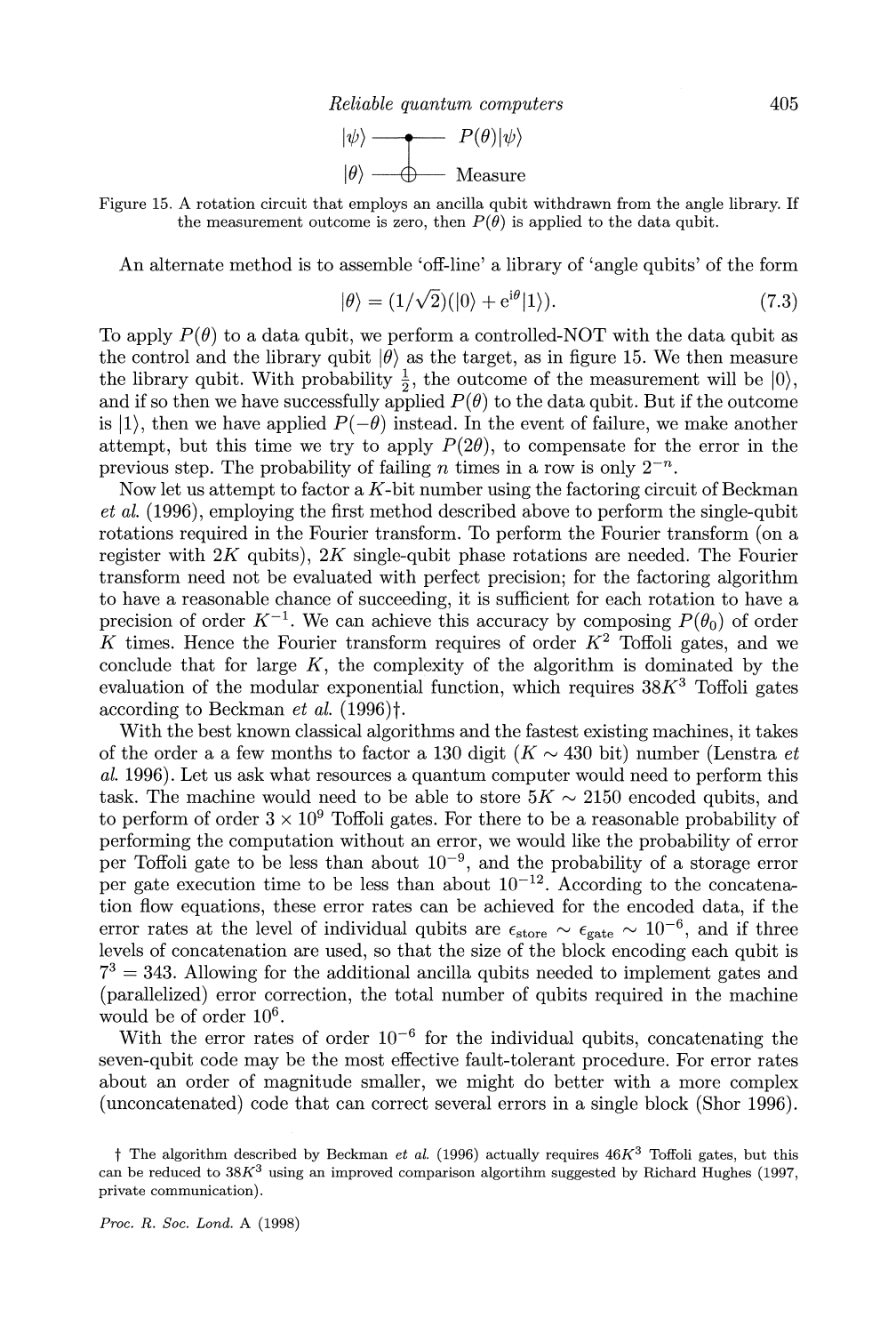$$
\begin{array}{lcl}
|\psi\rangle & \text{---}\bullet\text{---} & P(\theta)|\psi\rangle \\
|\theta\rangle & \text{---}\oplus\text{---} & \text{Measure}
\end{array}
$$

Figure 15. A rotation circuit that employs an ancilla qubit withdrawn from the angle library. If the measurement outcome is zero, then $P(\theta)$ is applied to the data qubit.

An alternate method is to assemble 'off-line' a library of 'angle qubits' of the form

$$
|\theta\rangle = (1/\sqrt{2})(|0\rangle + e^{i\theta}|1\rangle). \tag{7.3}
$$

To apply $P(\theta)$ to a data qubit, we perform a controlled-NOT with the data qubit as the control and the library qubit $|\theta\rangle$ as the target, as in figure 15. We then measure the library qubit. With probability $\frac{1}{2}$, the outcome of the measurement will be $|0\rangle$, and if so then we have successfully applied $P(\theta)$ to the data qubit. But if the outcome is $|1\rangle$, then we have applied $P(-\theta)$ instead. In the event of failure, we make another attempt, but this time we try to apply $P(2\theta)$, to compensate for the error in the previous step. The probability of failing $n$ times in a row is only $2^{-n}$.

Now let us attempt to factor a $K$-bit number using the factoring circuit of Beckman *et al.* (1996), employing the first method described above to perform the single-qubit rotations required in the Fourier transform. To perform the Fourier transform (on a register with $2K$ qubits), $2K$ single-qubit phase rotations are needed. The Fourier transform need not be evaluated with perfect precision; for the factoring algorithm to have a reasonable chance of succeeding, it is sufficient for each rotation to have a precision of order $K^{-1}$. We can achieve this accuracy by composing $P(\theta_0)$ of order $K$ times. Hence the Fourier transform requires of order $K^2$ Toffoli gates, and we conclude that for large $K$, the complexity of the algorithm is dominated by the evaluation of the modular exponential function, which requires $38K^3$ Toffoli gates according to Beckman *et al.* (1996)†.

With the best known classical algorithms and the fastest existing machines, it takes of the order a a few months to factor a 130 digit ($K \sim 430$ bit) number (Lenstra *et al.* 1996). Let us ask what resources a quantum computer would need to perform this task. The machine would need to be able to store $5K \sim 2150$ encoded qubits, and to perform of order $3 \times 10^9$ Toffoli gates. For there to be a reasonable probability of performing the computation without an error, we would like the probability of error per Toffoli gate to be less than about $10^{-9}$, and the probability of a storage error per gate execution time to be less than about $10^{-12}$. According to the concatenation flow equations, these error rates can be achieved for the encoded data, if the error rates at the level of individual qubits are $\epsilon_{\text{store}} \sim \epsilon_{\text{gate}} \sim 10^{-6}$, and if three levels of concatenation are used, so that the size of the block encoding each qubit is $7^3 = 343$. Allowing for the additional ancilla qubits needed to implement gates and (parallelized) error correction, the total number of qubits required in the machine would be of order $10^6$.

With the error rates of order $10^{-6}$ for the individual qubits, concatenating the seven-qubit code may be the most effective fault-tolerant procedure. For error rates about an order of magnitude smaller, we might do better with a more complex (unconcatenated) code that can correct several errors in a single block (Shor 1996).

† The algorithm described by Beckman *et al.* (1996) actually requires $46K^3$ Toffoli gates, but this can be reduced to $38K^3$ using an improved comparison algortihm suggested by Richard Hughes (1997, private communication).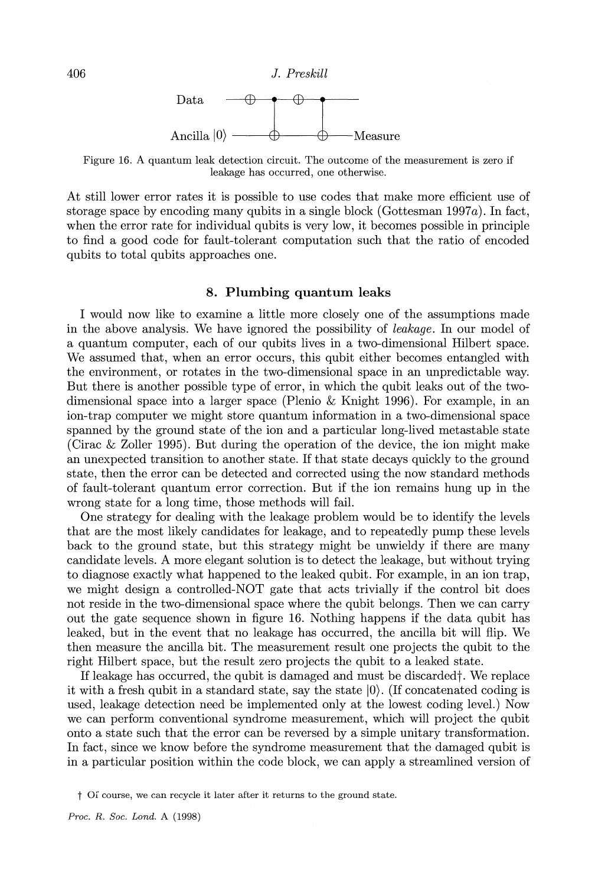Data

Ancilla $|0\rangle$ Measure

Figure 16. A quantum leak detection circuit. The outcome of the measurement is zero if leakage has occurred, one otherwise.

At still lower error rates it is possible to use codes that make more efficient use of storage space by encoding many qubits in a single block (Gottesman 1997*a*). In fact, when the error rate for individual qubits is very low, it becomes possible in principle to find a good code for fault-tolerant computation such that the ratio of encoded qubits to total qubits approaches one.

## 8. Plumbing quantum leaks

I would now like to examine a little more closely one of the assumptions made in the above analysis. We have ignored the possibility of *leakage*. In our model of a quantum computer, each of our qubits lives in a two-dimensional Hilbert space. We assumed that, when an error occurs, this qubit either becomes entangled with the environment, or rotates in the two-dimensional space in an unpredictable way. But there is another possible type of error, in which the qubit leaks out of the two-dimensional space into a larger space (Plenio & Knight 1996). For example, in an ion-trap computer we might store quantum information in a two-dimensional space spanned by the ground state of the ion and a particular long-lived metastable state (Cirac & Zoller 1995). But during the operation of the device, the ion might make an unexpected transition to another state. If that state decays quickly to the ground state, then the error can be detected and corrected using the now standard methods of fault-tolerant quantum error correction. But if the ion remains hung up in the wrong state for a long time, those methods will fail.

One strategy for dealing with the leakage problem would be to identify the levels that are the most likely candidates for leakage, and to repeatedly pump these levels back to the ground state, but this strategy might be unwieldy if there are many candidate levels. A more elegant solution is to detect the leakage, but without trying to diagnose exactly what happened to the leaked qubit. For example, in an ion trap, we might design a controlled-NOT gate that acts trivially if the control bit does not reside in the two-dimensional space where the qubit belongs. Then we can carry out the gate sequence shown in figure 16. Nothing happens if the data qubit has leaked, but in the event that no leakage has occurred, the ancilla bit will flip. We then measure the ancilla bit. The measurement result one projects the qubit to the right Hilbert space, but the result zero projects the qubit to a leaked state.

If leakage has occurred, the qubit is damaged and must be discarded†. We replace it with a fresh qubit in a standard state, say the state $|0\rangle$. (If concatenated coding is used, leakage detection need be implemented only at the lowest coding level.) Now we can perform conventional syndrome measurement, which will project the qubit onto a state such that the error can be reversed by a simple unitary transformation. In fact, since we know before the syndrome measurement that the damaged qubit is in a particular position within the code block, we can apply a streamlined version of

† Of course, we can recycle it later after it returns to the ground state.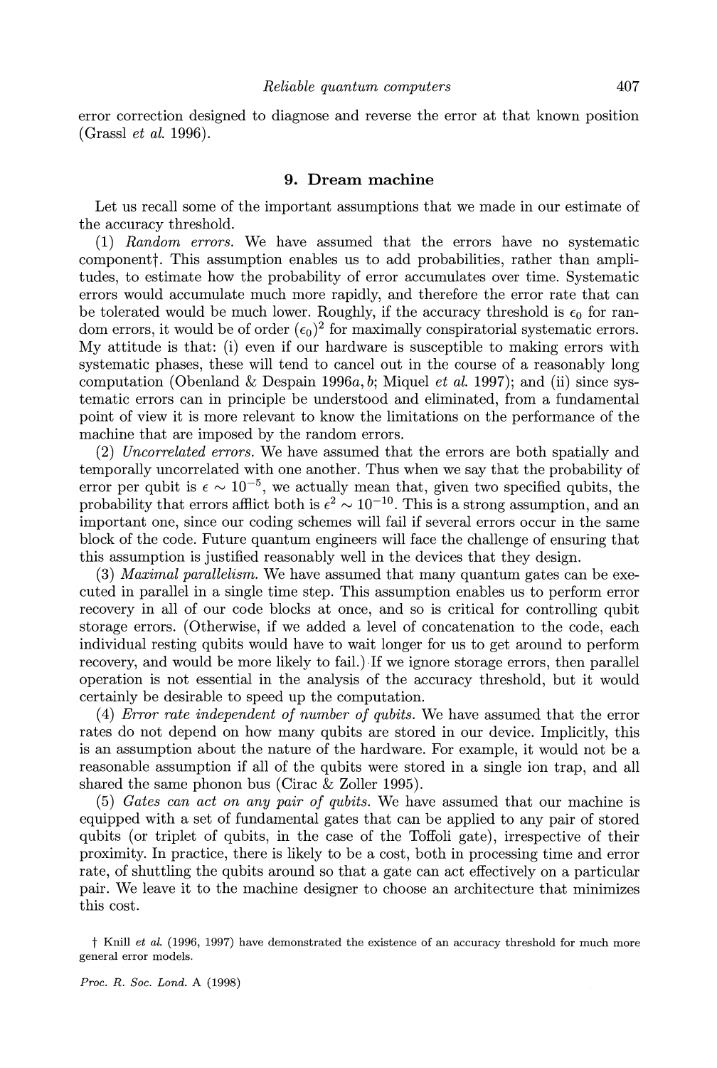error correction designed to diagnose and reverse the error at that known position (Grassl *et al.* 1996).

## 9. Dream machine

Let us recall some of the important assumptions that we made in our estimate of the accuracy threshold.

(1) *Random errors.* We have assumed that the errors have no systematic component†. This assumption enables us to add probabilities, rather than amplitudes, to estimate how the probability of error accumulates over time. Systematic errors would accumulate much more rapidly, and therefore the error rate that can be tolerated would be much lower. Roughly, if the accuracy threshold is $\epsilon_0$ for random errors, it would be of order $(\epsilon_0)^2$ for maximally conspiratorial systematic errors. My attitude is that: (i) even if our hardware is susceptible to making errors with systematic phases, these will tend to cancel out in the course of a reasonably long computation (Obenland & Despain 1996*a*, *b*; Miquel *et al.* 1997); and (ii) since systematic errors can in principle be understood and eliminated, from a fundamental point of view it is more relevant to know the limitations on the performance of the machine that are imposed by the random errors.

(2) *Uncorrelated errors.* We have assumed that the errors are both spatially and temporally uncorrelated with one another. Thus when we say that the probability of error per qubit is $\epsilon \sim 10^{-5}$, we actually mean that, given two specified qubits, the probability that errors afflict both is $\epsilon^2 \sim 10^{-10}$. This is a strong assumption, and an important one, since our coding schemes will fail if several errors occur in the same block of the code. Future quantum engineers will face the challenge of ensuring that this assumption is justified reasonably well in the devices that they design.

(3) *Maximal parallelism.* We have assumed that many quantum gates can be executed in parallel in a single time step. This assumption enables us to perform error recovery in all of our code blocks at once, and so is critical for controlling qubit storage errors. (Otherwise, if we added a level of concatenation to the code, each individual resting qubits would have to wait longer for us to get around to perform recovery, and would be more likely to fail.) If we ignore storage errors, then parallel operation is not essential in the analysis of the accuracy threshold, but it would certainly be desirable to speed up the computation.

(4) *Error rate independent of number of qubits.* We have assumed that the error rates do not depend on how many qubits are stored in our device. Implicitly, this is an assumption about the nature of the hardware. For example, it would not be a reasonable assumption if all of the qubits were stored in a single ion trap, and all shared the same phonon bus (Cirac & Zoller 1995).

(5) *Gates can act on any pair of qubits.* We have assumed that our machine is equipped with a set of fundamental gates that can be applied to any pair of stored qubits (or triplet of qubits, in the case of the Toffoli gate), irrespective of their proximity. In practice, there is likely to be a cost, both in processing time and error rate, of shuttling the qubits around so that a gate can act effectively on a particular pair. We leave it to the machine designer to choose an architecture that minimizes this cost.

† Knill *et al.* (1996, 1997) have demonstrated the existence of an accuracy threshold for much more general error models.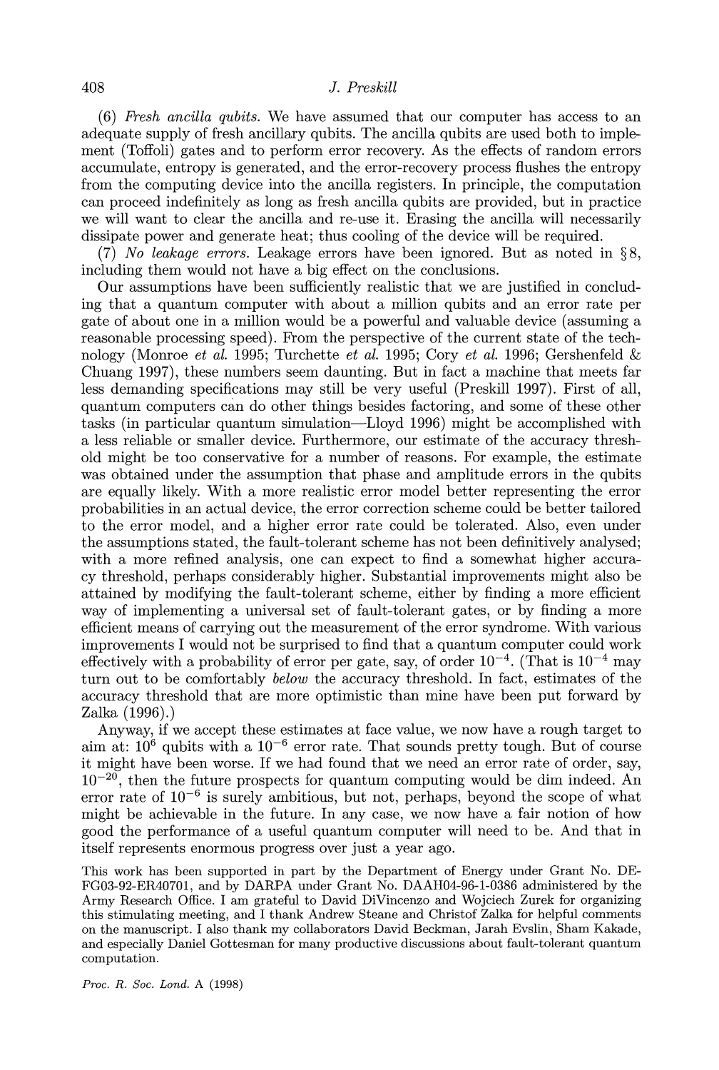(6) *Fresh ancilla qubits.* We have assumed that our computer has access to an adequate supply of fresh ancillary qubits. The ancilla qubits are used both to implement (Toffoli) gates and to perform error recovery. As the effects of random errors accumulate, entropy is generated, and the error-recovery process flushes the entropy from the computing device into the ancilla registers. In principle, the computation can proceed indefinitely as long as fresh ancilla qubits are provided, but in practice we will want to clear the ancilla and re-use it. Erasing the ancilla will necessarily dissipate power and generate heat; thus cooling of the device will be required.

(7) *No leakage errors.* Leakage errors have been ignored. But as noted in § 8, including them would not have a big effect on the conclusions.

Our assumptions have been sufficiently realistic that we are justified in concluding that a quantum computer with about a million qubits and an error rate per gate of about one in a million would be a powerful and valuable device (assuming a reasonable processing speed). From the perspective of the current state of the technology (Monroe *et al.* 1995; Turchette *et al.* 1995; Cory *et al.* 1996; Gershenfeld & Chuang 1997), these numbers seem daunting. But in fact a machine that meets far less demanding specifications may still be very useful (Preskill 1997). First of all, quantum computers can do other things besides factoring, and some of these other tasks (in particular quantum simulation—Lloyd 1996) might be accomplished with a less reliable or smaller device. Furthermore, our estimate of the accuracy threshold might be too conservative for a number of reasons. For example, the estimate was obtained under the assumption that phase and amplitude errors in the qubits are equally likely. With a more realistic error model better representing the error probabilities in an actual device, the error correction scheme could be better tailored to the error model, and a higher error rate could be tolerated. Also, even under the assumptions stated, the fault-tolerant scheme has not been definitively analysed; with a more refined analysis, one can expect to find a somewhat higher accuracy threshold, perhaps considerably higher. Substantial improvements might also be attained by modifying the fault-tolerant scheme, either by finding a more efficient way of implementing a universal set of fault-tolerant gates, or by finding a more efficient means of carrying out the measurement of the error syndrome. With various improvements I would not be surprised to find that a quantum computer could work effectively with a probability of error per gate, say, of order $10^{-4}$. (That is $10^{-4}$ may turn out to be comfortably *below* the accuracy threshold. In fact, estimates of the accuracy threshold that are more optimistic than mine have been put forward by Zalka (1996).)

Anyway, if we accept these estimates at face value, we now have a rough target to aim at: $10^6$ qubits with a $10^{-6}$ error rate. That sounds pretty tough. But of course it might have been worse. If we had found that we need an error rate of order, say, $10^{-20}$, then the future prospects for quantum computing would be dim indeed. An error rate of $10^{-6}$ is surely ambitious, but not, perhaps, beyond the scope of what might be achievable in the future. In any case, we now have a fair notion of how good the performance of a useful quantum computer will need to be. And that in itself represents enormous progress over just a year ago.

This work has been supported in part by the Department of Energy under Grant No. DE-FG03-92-ER40701, and by DARPA under Grant No. DAAH04-96-1-0386 administered by the Army Research Office. I am grateful to David DiVincenzo and Wojciech Zurek for organizing this stimulating meeting, and I thank Andrew Steane and Christof Zalka for helpful comments on the manuscript. I also thank my collaborators David Beckman, Jarah Evslin, Sham Kakade, and especially Daniel Gottesman for many productive discussions about fault-tolerant quantum computation.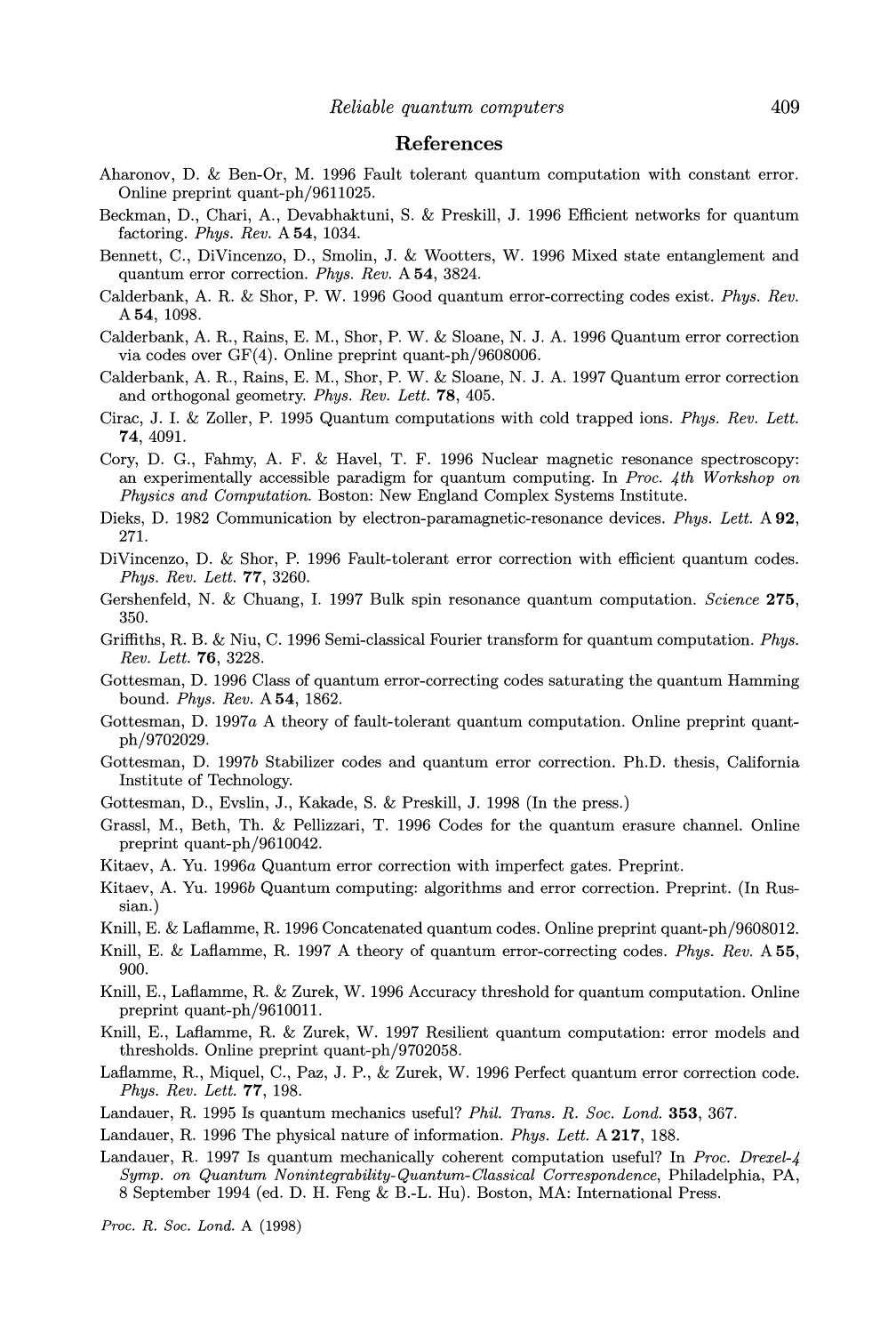## References

Aharonov, D. & Ben-Or, M. 1996 Fault tolerant quantum computation with constant error. Online preprint quant-ph/9611025.

Beckman, D., Chari, A., Devabhaktuni, S. & Preskill, J. 1996 Efficient networks for quantum factoring. *Phys. Rev.* A **54**, 1034.

Bennett, C., DiVincenzo, D., Smolin, J. & Wootters, W. 1996 Mixed state entanglement and quantum error correction. *Phys. Rev.* A **54**, 3824.

Calderbank, A. R. & Shor, P. W. 1996 Good quantum error-correcting codes exist. *Phys. Rev.* A **54**, 1098.

Calderbank, A. R., Rains, E. M., Shor, P. W. & Sloane, N. J. A. 1996 Quantum error correction via codes over GF(4). Online preprint quant-ph/9608006.

Calderbank, A. R., Rains, E. M., Shor, P. W. & Sloane, N. J. A. 1997 Quantum error correction and orthogonal geometry. *Phys. Rev. Lett.* **78**, 405.

Cirac, J. I. & Zoller, P. 1995 Quantum computations with cold trapped ions. *Phys. Rev. Lett.* **74**, 4091.

Cory, D. G., Fahmy, A. F. & Havel, T. F. 1996 Nuclear magnetic resonance spectroscopy: an experimentally accessible paradigm for quantum computing. In *Proc. 4th Workshop on Physics and Computation*. Boston: New England Complex Systems Institute.

Dieks, D. 1982 Communication by electron-paramagnetic-resonance devices. *Phys. Lett.* A **92**, 271.

DiVincenzo, D. & Shor, P. 1996 Fault-tolerant error correction with efficient quantum codes. *Phys. Rev. Lett.* **77**, 3260.

Gershenfeld, N. & Chuang, I. 1997 Bulk spin resonance quantum computation. *Science* **275**, 350.

Griffiths, R. B. & Niu, C. 1996 Semi-classical Fourier transform for quantum computation. *Phys. Rev. Lett.* **76**, 3228.

Gottesman, D. 1996 Class of quantum error-correcting codes saturating the quantum Hamming bound. *Phys. Rev.* A **54**, 1862.

Gottesman, D. 1997*a* A theory of fault-tolerant quantum computation. Online preprint quant-ph/9702029.

Gottesman, D. 1997*b* Stabilizer codes and quantum error correction. Ph.D. thesis, California Institute of Technology.

Gottesman, D., Evslin, J., Kakade, S. & Preskill, J. 1998 (In the press.)

Grassl, M., Beth, Th. & Pellizzari, T. 1996 Codes for the quantum erasure channel. Online preprint quant-ph/9610042.

Kitaev, A. Yu. 1996*a* Quantum error correction with imperfect gates. Preprint.

Kitaev, A. Yu. 1996*b* Quantum computing: algorithms and error correction. Preprint. (In Russian.)

Knill, E. & Laflamme, R. 1996 Concatenated quantum codes. Online preprint quant-ph/9608012.

Knill, E. & Laflamme, R. 1997 A theory of quantum error-correcting codes. *Phys. Rev.* A **55**, 900.

Knill, E., Laflamme, R. & Zurek, W. 1996 Accuracy threshold for quantum computation. Online preprint quant-ph/9610011.

Knill, E., Laflamme, R. & Zurek, W. 1997 Resilient quantum computation: error models and thresholds. Online preprint quant-ph/9702058.

Laflamme, R., Miquel, C., Paz, J. P., & Zurek, W. 1996 Perfect quantum error correction code. *Phys. Rev. Lett.* **77**, 198.

Landauer, R. 1995 Is quantum mechanics useful? *Phil. Trans. R. Soc. Lond.* **353**, 367.

Landauer, R. 1996 The physical nature of information. *Phys. Lett.* A **217**, 188.

Landauer, R. 1997 Is quantum mechanically coherent computation useful? In *Proc. Drexel-4 Symp. on Quantum Nonintegrability-Quantum-Classical Correspondence*, Philadelphia, PA, 8 September 1994 (ed. D. H. Feng & B.-L. Hu). Boston, MA: International Press.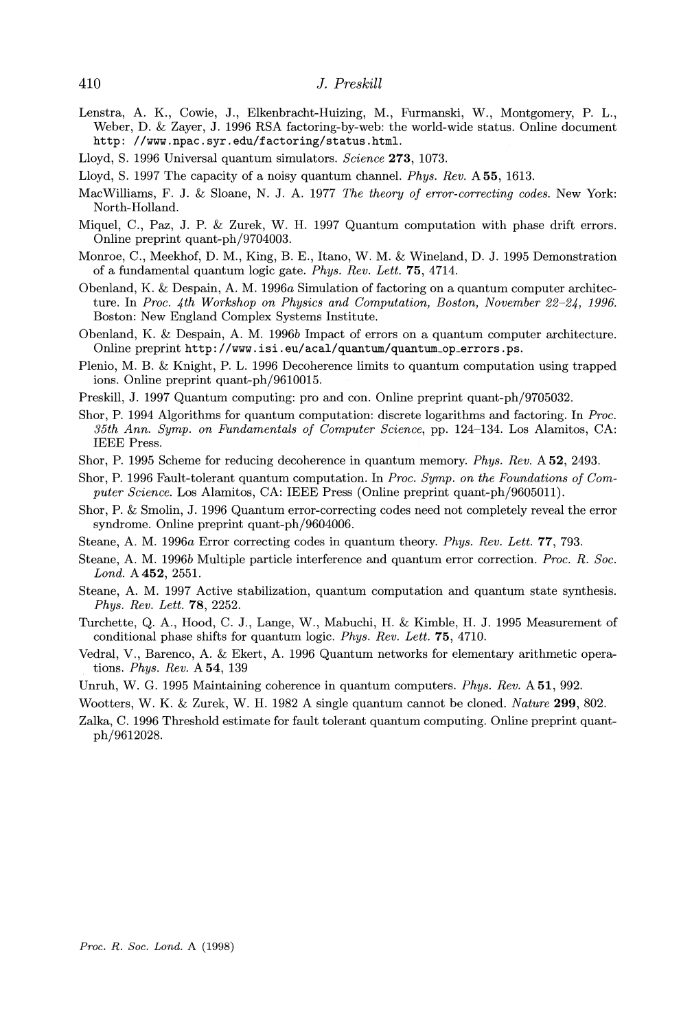Lenstra, A. K., Cowie, J., Elkenbracht-Huizing, M., Furmanski, W., Montgomery, P. L., Weber, D. & Zayer, J. 1996 RSA factoring-by-web: the world-wide status. Online document `http: //www.npac.syr.edu/factoring/status.html`.

Lloyd, S. 1996 Universal quantum simulators. *Science* **273**, 1073.

Lloyd, S. 1997 The capacity of a noisy quantum channel. *Phys. Rev.* A **55**, 1613.

MacWilliams, F. J. & Sloane, N. J. A. 1977 *The theory of error-correcting codes.* New York: North-Holland.

Miquel, C., Paz, J. P. & Zurek, W. H. 1997 Quantum computation with phase drift errors. Online preprint quant-ph/9704003.

Monroe, C., Meekhof, D. M., King, B. E., Itano, W. M. & Wineland, D. J. 1995 Demonstration of a fundamental quantum logic gate. *Phys. Rev. Lett.* **75**, 4714.

Obenland, K. & Despain, A. M. 1996*a* Simulation of factoring on a quantum computer architecture. In *Proc. 4th Workshop on Physics and Computation, Boston, November 22–24, 1996.* Boston: New England Complex Systems Institute.

Obenland, K. & Despain, A. M. 1996*b* Impact of errors on a quantum computer architecture. Online preprint `http://www.isi.eu/acal/quantum/quantum_op_errors.ps`.

Plenio, M. B. & Knight, P. L. 1996 Decoherence limits to quantum computation using trapped ions. Online preprint quant-ph/9610015.

Preskill, J. 1997 Quantum computing: pro and con. Online preprint quant-ph/9705032.

Shor, P. 1994 Algorithms for quantum computation: discrete logarithms and factoring. In *Proc. 35th Ann. Symp. on Fundamentals of Computer Science*, pp. 124–134. Los Alamitos, CA: IEEE Press.

Shor, P. 1995 Scheme for reducing decoherence in quantum memory. *Phys. Rev.* A **52**, 2493.

Shor, P. 1996 Fault-tolerant quantum computation. In *Proc. Symp. on the Foundations of Computer Science.* Los Alamitos, CA: IEEE Press (Online preprint quant-ph/9605011).

Shor, P. & Smolin, J. 1996 Quantum error-correcting codes need not completely reveal the error syndrome. Online preprint quant-ph/9604006.

Steane, A. M. 1996*a* Error correcting codes in quantum theory. *Phys. Rev. Lett.* **77**, 793.

Steane, A. M. 1996*b* Multiple particle interference and quantum error correction. *Proc. R. Soc. Lond.* A **452**, 2551.

Steane, A. M. 1997 Active stabilization, quantum computation and quantum state synthesis. *Phys. Rev. Lett.* **78**, 2252.

Turchette, Q. A., Hood, C. J., Lange, W., Mabuchi, H. & Kimble, H. J. 1995 Measurement of conditional phase shifts for quantum logic. *Phys. Rev. Lett.* **75**, 4710.

Vedral, V., Barenco, A. & Ekert, A. 1996 Quantum networks for elementary arithmetic operations. *Phys. Rev.* A **54**, 139

Unruh, W. G. 1995 Maintaining coherence in quantum computers. *Phys. Rev.* A **51**, 992.

Wootters, W. K. & Zurek, W. H. 1982 A single quantum cannot be cloned. *Nature* **299**, 802.

Zalka, C. 1996 Threshold estimate for fault tolerant quantum computing. Online preprint quant-ph/9612028.